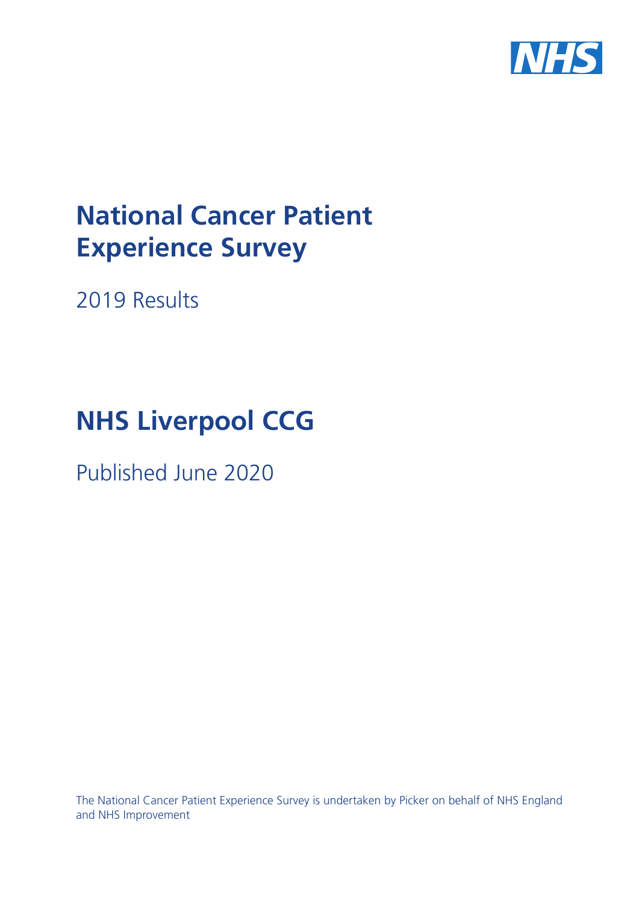NHS

# National Cancer Patient Experience Survey

2019 Results

# NHS Liverpool CCG

Published June 2020

The National Cancer Patient Experience Survey is undertaken by Picker on behalf of NHS England and NHS Improvement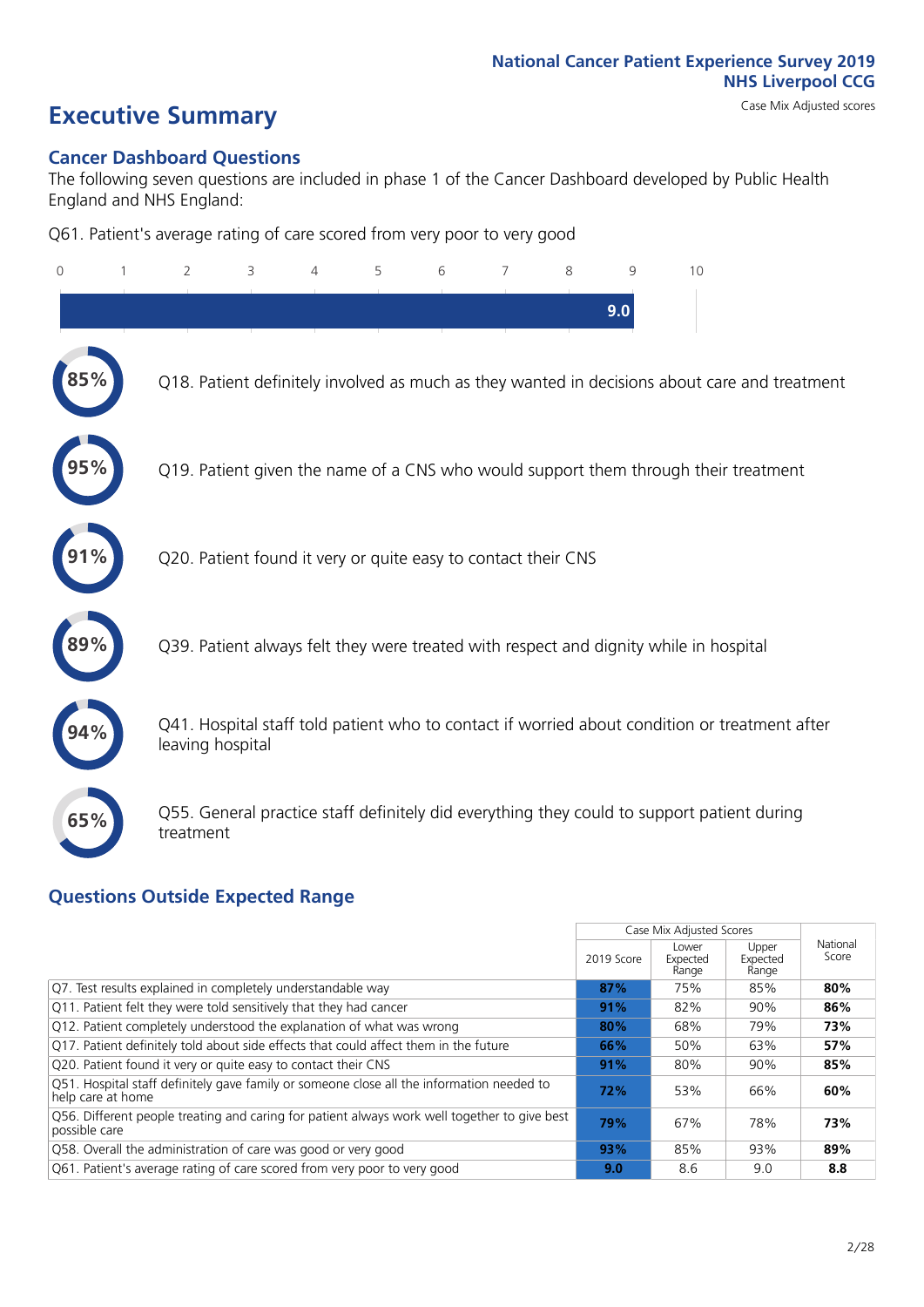National Cancer Patient Experience Survey 2019
NHS Liverpool CCG
Case Mix Adjusted scores

# Executive Summary

## Cancer Dashboard Questions

The following seven questions are included in phase 1 of the Cancer Dashboard developed by Public Health England and NHS England:

Q61. Patient's average rating of care scored from very poor to very good

9.0

- 85% — Q18. Patient definitely involved as much as they wanted in decisions about care and treatment
- 95% — Q19. Patient given the name of a CNS who would support them through their treatment
- 91% — Q20. Patient found it very or quite easy to contact their CNS
- 89% — Q39. Patient always felt they were treated with respect and dignity while in hospital
- 94% — Q41. Hospital staff told patient who to contact if worried about condition or treatment after leaving hospital
- 65% — Q55. General practice staff definitely did everything they could to support patient during treatment

## Questions Outside Expected Range

| | Case Mix Adjusted Scores | | | National Score |
|---|---|---|---|---|
| | 2019 Score | Lower Expected Range | Upper Expected Range | |
| Q7. Test results explained in completely understandable way | **87%** | 75% | 85% | **80%** |
| Q11. Patient felt they were told sensitively that they had cancer | **91%** | 82% | 90% | **86%** |
| Q12. Patient completely understood the explanation of what was wrong | **80%** | 68% | 79% | **73%** |
| Q17. Patient definitely told about side effects that could affect them in the future | **66%** | 50% | 63% | **57%** |
| Q20. Patient found it very or quite easy to contact their CNS | **91%** | 80% | 90% | **85%** |
| Q51. Hospital staff definitely gave family or someone close all the information needed to help care at home | **72%** | 53% | 66% | **60%** |
| Q56. Different people treating and caring for patient always work well together to give best possible care | **79%** | 67% | 78% | **73%** |
| Q58. Overall the administration of care was good or very good | **93%** | 85% | 93% | **89%** |
| Q61. Patient's average rating of care scored from very poor to very good | **9.0** | 8.6 | 9.0 | **8.8** |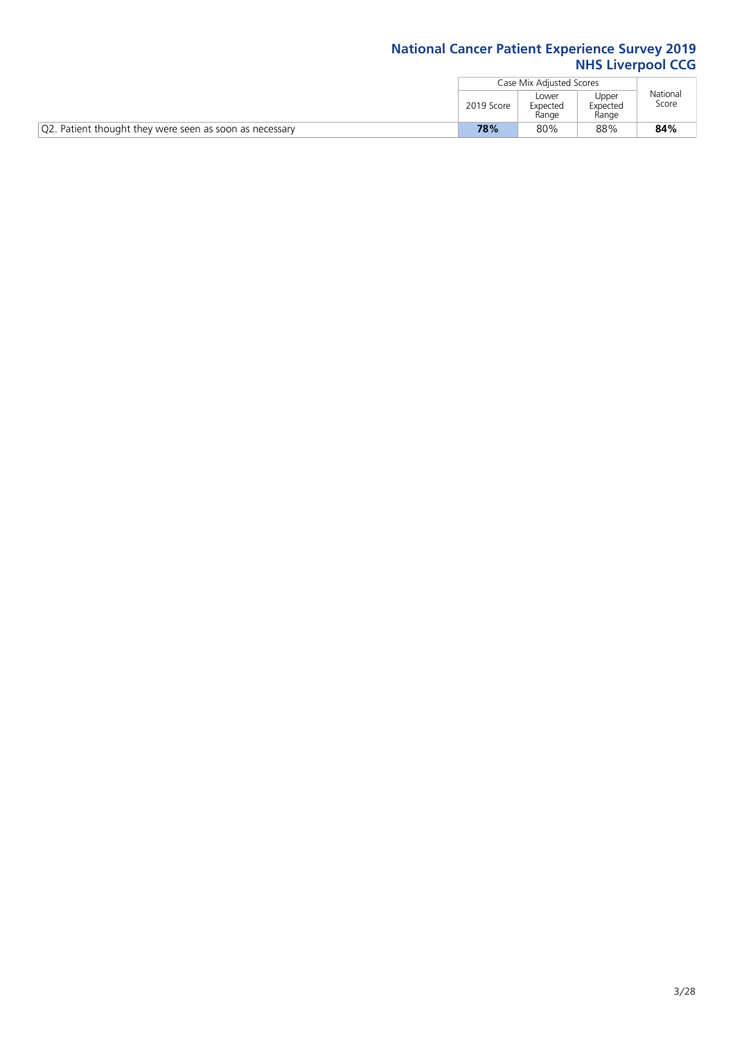# National Cancer Patient Experience Survey 2019
## NHS Liverpool CCG

| | Case Mix Adjusted Scores | | | National Score |
|---|---|---|---|---|
| | 2019 Score | Lower Expected Range | Upper Expected Range | |
| Q2. Patient thought they were seen as soon as necessary | **78%** | 80% | 88% | **84%** |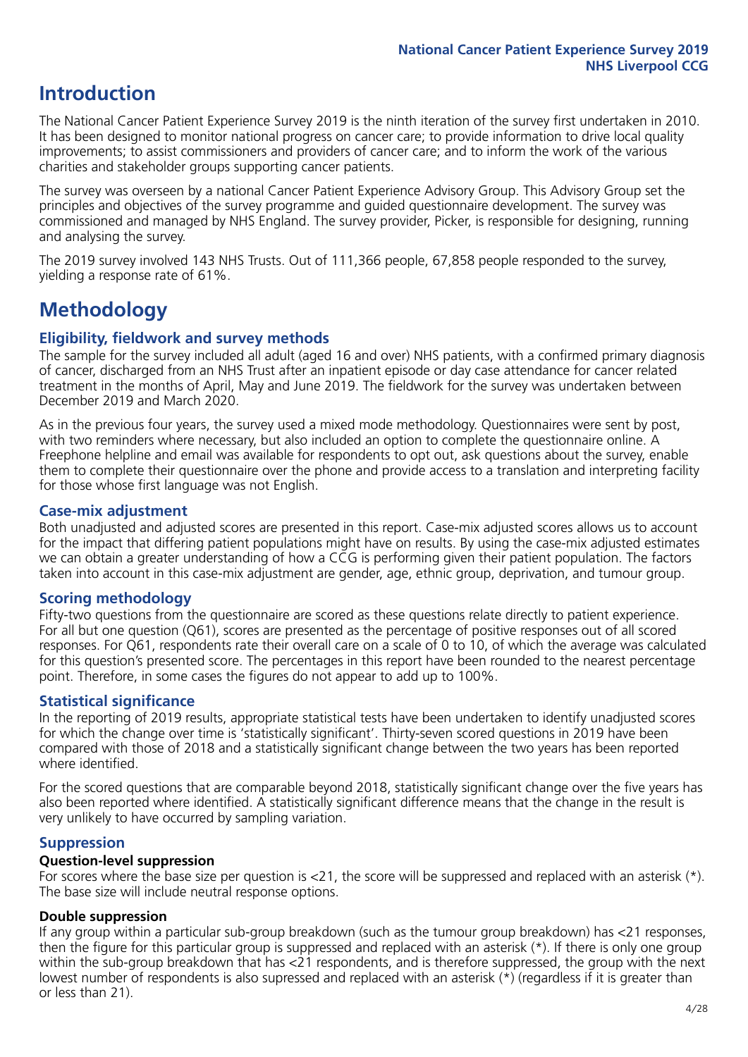## Introduction

The National Cancer Patient Experience Survey 2019 is the ninth iteration of the survey first undertaken in 2010. It has been designed to monitor national progress on cancer care; to provide information to drive local quality improvements; to assist commissioners and providers of cancer care; and to inform the work of the various charities and stakeholder groups supporting cancer patients.

The survey was overseen by a national Cancer Patient Experience Advisory Group. This Advisory Group set the principles and objectives of the survey programme and guided questionnaire development. The survey was commissioned and managed by NHS England. The survey provider, Picker, is responsible for designing, running and analysing the survey.

The 2019 survey involved 143 NHS Trusts. Out of 111,366 people, 67,858 people responded to the survey, yielding a response rate of 61%.

## Methodology

### Eligibility, fieldwork and survey methods

The sample for the survey included all adult (aged 16 and over) NHS patients, with a confirmed primary diagnosis of cancer, discharged from an NHS Trust after an inpatient episode or day case attendance for cancer related treatment in the months of April, May and June 2019. The fieldwork for the survey was undertaken between December 2019 and March 2020.

As in the previous four years, the survey used a mixed mode methodology. Questionnaires were sent by post, with two reminders where necessary, but also included an option to complete the questionnaire online. A Freephone helpline and email was available for respondents to opt out, ask questions about the survey, enable them to complete their questionnaire over the phone and provide access to a translation and interpreting facility for those whose first language was not English.

### Case-mix adjustment

Both unadjusted and adjusted scores are presented in this report. Case-mix adjusted scores allows us to account for the impact that differing patient populations might have on results. By using the case-mix adjusted estimates we can obtain a greater understanding of how a CCG is performing given their patient population. The factors taken into account in this case-mix adjustment are gender, age, ethnic group, deprivation, and tumour group.

### Scoring methodology

Fifty-two questions from the questionnaire are scored as these questions relate directly to patient experience. For all but one question (Q61), scores are presented as the percentage of positive responses out of all scored responses. For Q61, respondents rate their overall care on a scale of 0 to 10, of which the average was calculated for this question's presented score. The percentages in this report have been rounded to the nearest percentage point. Therefore, in some cases the figures do not appear to add up to 100%.

### Statistical significance

In the reporting of 2019 results, appropriate statistical tests have been undertaken to identify unadjusted scores for which the change over time is 'statistically significant'. Thirty-seven scored questions in 2019 have been compared with those of 2018 and a statistically significant change between the two years has been reported where identified.

For the scored questions that are comparable beyond 2018, statistically significant change over the five years has also been reported where identified. A statistically significant difference means that the change in the result is very unlikely to have occurred by sampling variation.

### Suppression

#### Question-level suppression

For scores where the base size per question is <21, the score will be suppressed and replaced with an asterisk (*). The base size will include neutral response options.

#### Double suppression

If any group within a particular sub-group breakdown (such as the tumour group breakdown) has <21 responses, then the figure for this particular group is suppressed and replaced with an asterisk (*). If there is only one group within the sub-group breakdown that has <21 respondents, and is therefore suppressed, the group with the next lowest number of respondents is also supressed and replaced with an asterisk (*) (regardless if it is greater than or less than 21).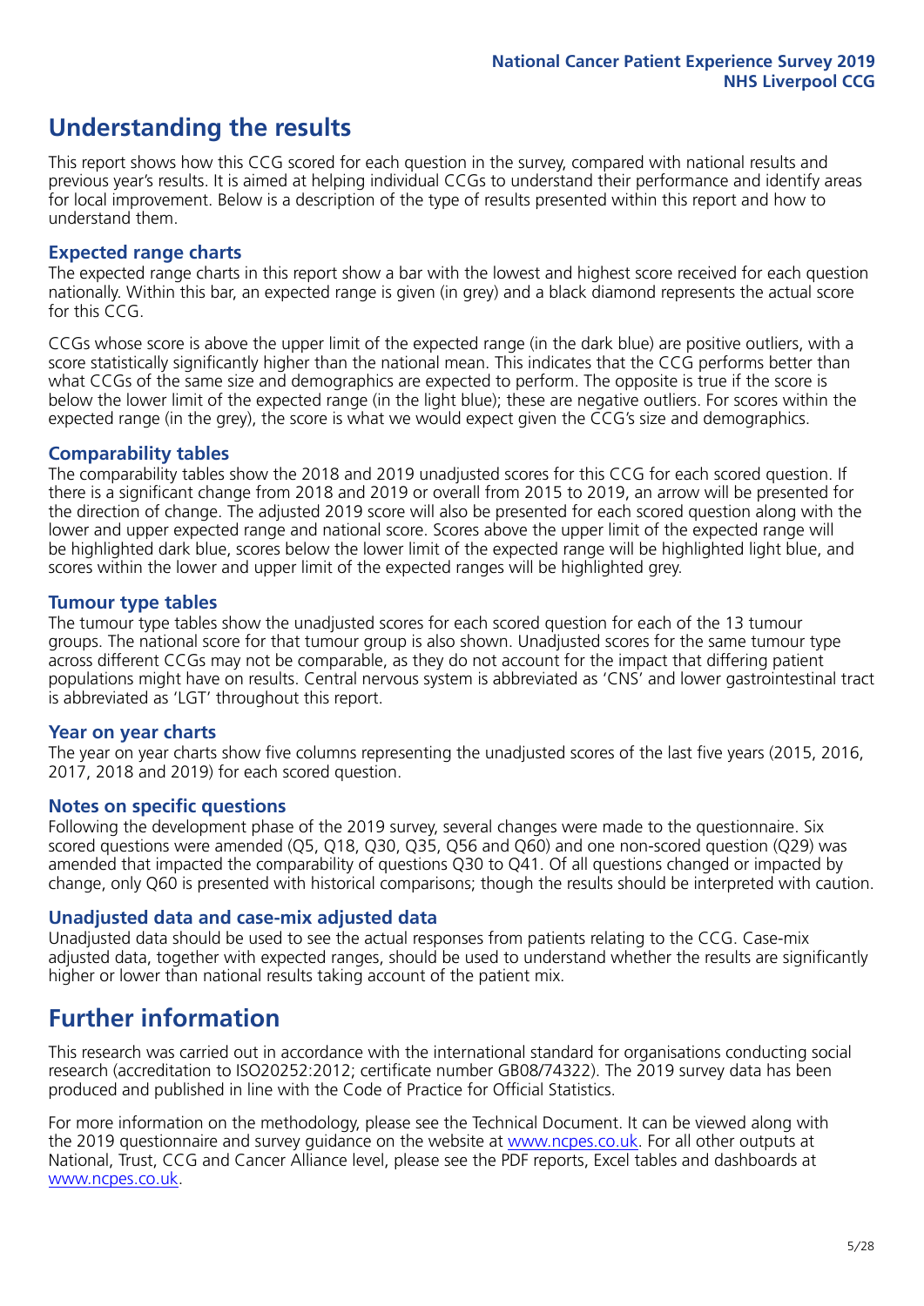# Understanding the results

This report shows how this CCG scored for each question in the survey, compared with national results and previous year's results. It is aimed at helping individual CCGs to understand their performance and identify areas for local improvement. Below is a description of the type of results presented within this report and how to understand them.

## Expected range charts

The expected range charts in this report show a bar with the lowest and highest score received for each question nationally. Within this bar, an expected range is given (in grey) and a black diamond represents the actual score for this CCG.

CCGs whose score is above the upper limit of the expected range (in the dark blue) are positive outliers, with a score statistically significantly higher than the national mean. This indicates that the CCG performs better than what CCGs of the same size and demographics are expected to perform. The opposite is true if the score is below the lower limit of the expected range (in the light blue); these are negative outliers. For scores within the expected range (in the grey), the score is what we would expect given the CCG's size and demographics.

## Comparability tables

The comparability tables show the 2018 and 2019 unadjusted scores for this CCG for each scored question. If there is a significant change from 2018 and 2019 or overall from 2015 to 2019, an arrow will be presented for the direction of change. The adjusted 2019 score will also be presented for each scored question along with the lower and upper expected range and national score. Scores above the upper limit of the expected range will be highlighted dark blue, scores below the lower limit of the expected range will be highlighted light blue, and scores within the lower and upper limit of the expected ranges will be highlighted grey.

## Tumour type tables

The tumour type tables show the unadjusted scores for each scored question for each of the 13 tumour groups. The national score for that tumour group is also shown. Unadjusted scores for the same tumour type across different CCGs may not be comparable, as they do not account for the impact that differing patient populations might have on results. Central nervous system is abbreviated as 'CNS' and lower gastrointestinal tract is abbreviated as 'LGT' throughout this report.

## Year on year charts

The year on year charts show five columns representing the unadjusted scores of the last five years (2015, 2016, 2017, 2018 and 2019) for each scored question.

## Notes on specific questions

Following the development phase of the 2019 survey, several changes were made to the questionnaire. Six scored questions were amended (Q5, Q18, Q30, Q35, Q56 and Q60) and one non-scored question (Q29) was amended that impacted the comparability of questions Q30 to Q41. Of all questions changed or impacted by change, only Q60 is presented with historical comparisons; though the results should be interpreted with caution.

## Unadjusted data and case-mix adjusted data

Unadjusted data should be used to see the actual responses from patients relating to the CCG. Case-mix adjusted data, together with expected ranges, should be used to understand whether the results are significantly higher or lower than national results taking account of the patient mix.

# Further information

This research was carried out in accordance with the international standard for organisations conducting social research (accreditation to ISO20252:2012; certificate number GB08/74322). The 2019 survey data has been produced and published in line with the Code of Practice for Official Statistics.

For more information on the methodology, please see the Technical Document. It can be viewed along with the 2019 questionnaire and survey guidance on the website at www.ncpes.co.uk. For all other outputs at National, Trust, CCG and Cancer Alliance level, please see the PDF reports, Excel tables and dashboards at www.ncpes.co.uk.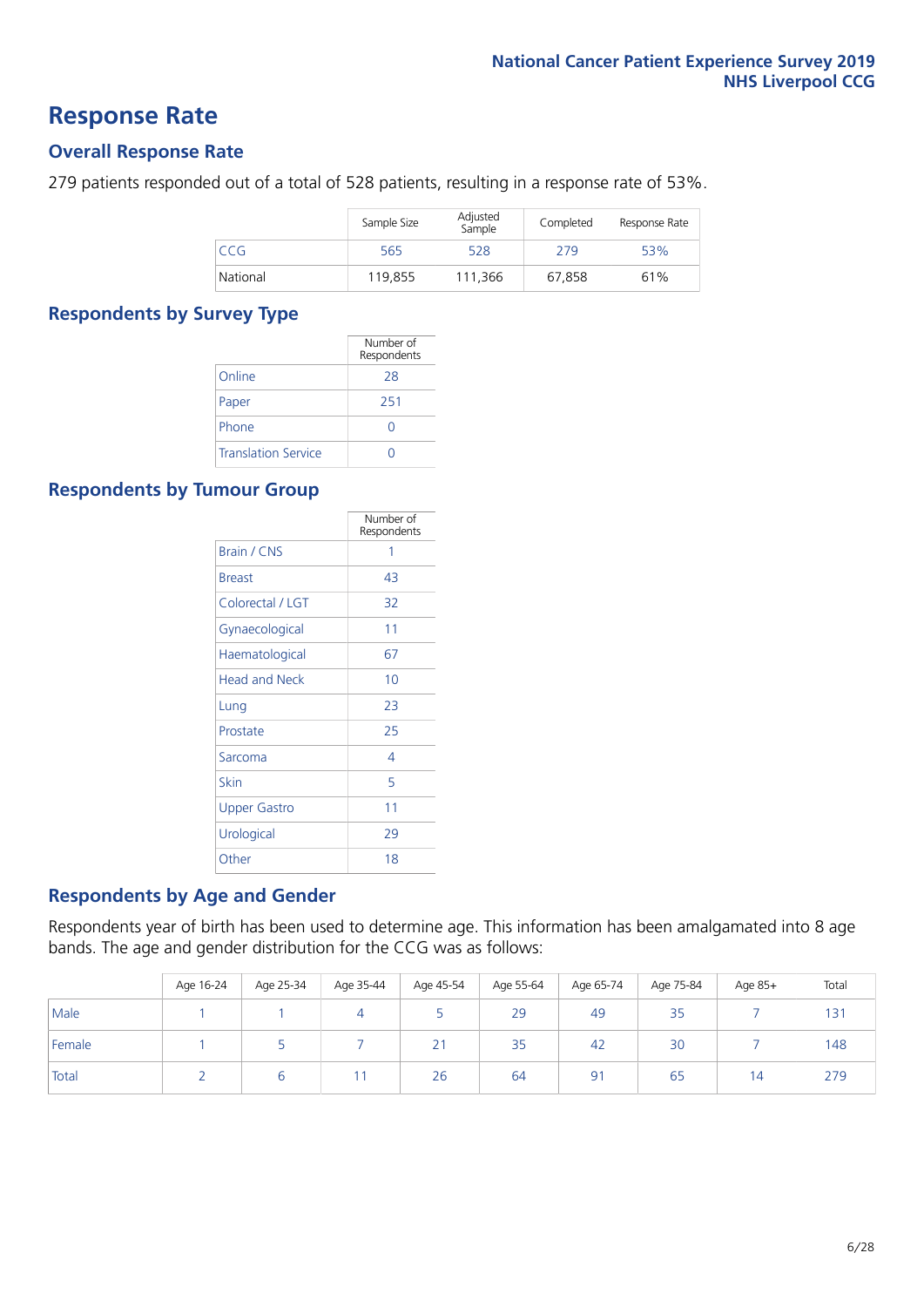# Response Rate

## Overall Response Rate

279 patients responded out of a total of 528 patients, resulting in a response rate of 53%.

| | Sample Size | Adjusted Sample | Completed | Response Rate |
|---|---|---|---|---|
| CCG | 565 | 528 | 279 | 53% |
| National | 119,855 | 111,366 | 67,858 | 61% |

## Respondents by Survey Type

| | Number of Respondents |
|---|---|
| Online | 28 |
| Paper | 251 |
| Phone | 0 |
| Translation Service | 0 |

## Respondents by Tumour Group

| | Number of Respondents |
|---|---|
| Brain / CNS | 1 |
| Breast | 43 |
| Colorectal / LGT | 32 |
| Gynaecological | 11 |
| Haematological | 67 |
| Head and Neck | 10 |
| Lung | 23 |
| Prostate | 25 |
| Sarcoma | 4 |
| Skin | 5 |
| Upper Gastro | 11 |
| Urological | 29 |
| Other | 18 |

## Respondents by Age and Gender

Respondents year of birth has been used to determine age. This information has been amalgamated into 8 age bands. The age and gender distribution for the CCG was as follows:

| | Age 16-24 | Age 25-34 | Age 35-44 | Age 45-54 | Age 55-64 | Age 65-74 | Age 75-84 | Age 85+ | Total |
|---|---|---|---|---|---|---|---|---|---|
| Male | 1 | 1 | 4 | 5 | 29 | 49 | 35 | 7 | 131 |
| Female | 1 | 5 | 7 | 21 | 35 | 42 | 30 | 7 | 148 |
| Total | 2 | 6 | 11 | 26 | 64 | 91 | 65 | 14 | 279 |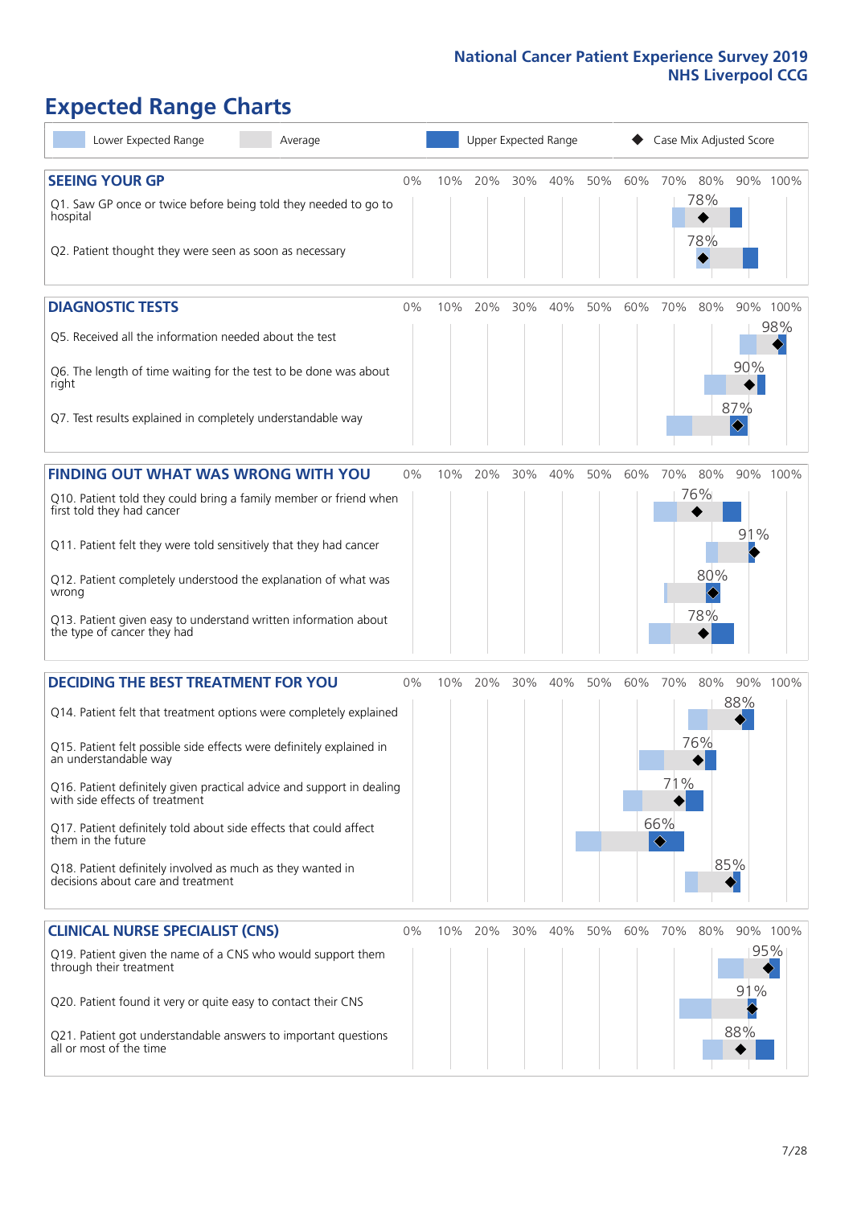# Expected Range Charts

Lower Expected Range | Average | Upper Expected Range | Case Mix Adjusted Score

## SEEING YOUR GP

| Question | Case Mix Adjusted Score |
|---|---|
| Q1. Saw GP once or twice before being told they needed to go to hospital | 78% |
| Q2. Patient thought they were seen as soon as necessary | 78% |

## DIAGNOSTIC TESTS

| Question | Case Mix Adjusted Score |
|---|---|
| Q5. Received all the information needed about the test | 98% |
| Q6. The length of time waiting for the test to be done was about right | 90% |
| Q7. Test results explained in completely understandable way | 87% |

## FINDING OUT WHAT WAS WRONG WITH YOU

| Question | Case Mix Adjusted Score |
|---|---|
| Q10. Patient told they could bring a family member or friend when first told they had cancer | 76% |
| Q11. Patient felt they were told sensitively that they had cancer | 91% |
| Q12. Patient completely understood the explanation of what was wrong | 80% |
| Q13. Patient given easy to understand written information about the type of cancer they had | 78% |

## DECIDING THE BEST TREATMENT FOR YOU

| Question | Case Mix Adjusted Score |
|---|---|
| Q14. Patient felt that treatment options were completely explained | 88% |
| Q15. Patient felt possible side effects were definitely explained in an understandable way | 76% |
| Q16. Patient definitely given practical advice and support in dealing with side effects of treatment | 71% |
| Q17. Patient definitely told about side effects that could affect them in the future | 66% |
| Q18. Patient definitely involved as much as they wanted in decisions about care and treatment | 85% |

## CLINICAL NURSE SPECIALIST (CNS)

| Question | Case Mix Adjusted Score |
|---|---|
| Q19. Patient given the name of a CNS who would support them through their treatment | 95% |
| Q20. Patient found it very or quite easy to contact their CNS | 91% |
| Q21. Patient got understandable answers to important questions all or most of the time | 88% |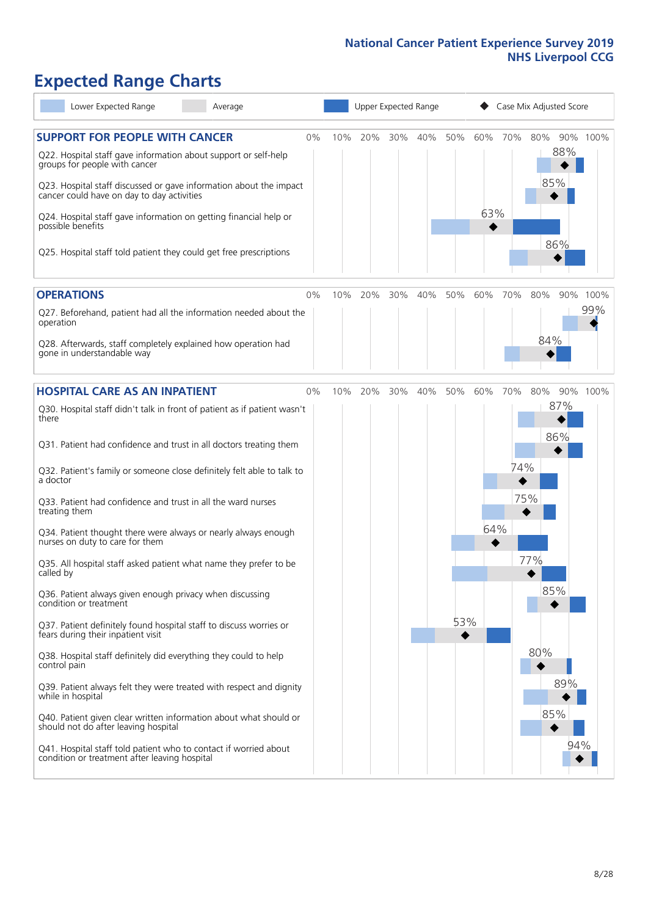# Expected Range Charts

Lower Expected Range | Average | Upper Expected Range | Case Mix Adjusted Score

## SUPPORT FOR PEOPLE WITH CANCER

| Question | Case Mix Adjusted Score |
|---|---|
| Q22. Hospital staff gave information about support or self-help groups for people with cancer | 88% |
| Q23. Hospital staff discussed or gave information about the impact cancer could have on day to day activities | 85% |
| Q24. Hospital staff gave information on getting financial help or possible benefits | 63% |
| Q25. Hospital staff told patient they could get free prescriptions | 86% |

## OPERATIONS

| Question | Case Mix Adjusted Score |
|---|---|
| Q27. Beforehand, patient had all the information needed about the operation | 99% |
| Q28. Afterwards, staff completely explained how operation had gone in understandable way | 84% |

## HOSPITAL CARE AS AN INPATIENT

| Question | Case Mix Adjusted Score |
|---|---|
| Q30. Hospital staff didn't talk in front of patient as if patient wasn't there | 87% |
| Q31. Patient had confidence and trust in all doctors treating them | 86% |
| Q32. Patient's family or someone close definitely felt able to talk to a doctor | 74% |
| Q33. Patient had confidence and trust in all the ward nurses treating them | 75% |
| Q34. Patient thought there were always or nearly always enough nurses on duty to care for them | 64% |
| Q35. All hospital staff asked patient what name they prefer to be called by | 77% |
| Q36. Patient always given enough privacy when discussing condition or treatment | 85% |
| Q37. Patient definitely found hospital staff to discuss worries or fears during their inpatient visit | 53% |
| Q38. Hospital staff definitely did everything they could to help control pain | 80% |
| Q39. Patient always felt they were treated with respect and dignity while in hospital | 89% |
| Q40. Patient given clear written information about what should or should not do after leaving hospital | 85% |
| Q41. Hospital staff told patient who to contact if worried about condition or treatment after leaving hospital | 94% |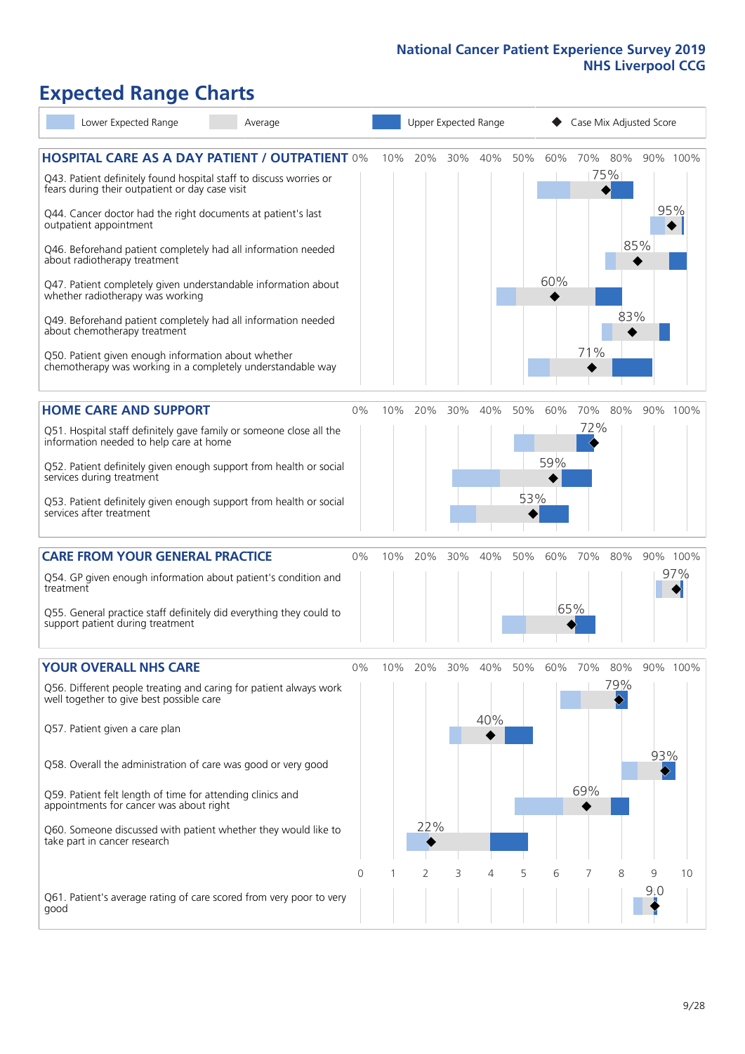# Expected Range Charts

Lower Expected Range | Average | Upper Expected Range | Case Mix Adjusted Score

## HOSPITAL CARE AS A DAY PATIENT / OUTPATIENT

| Question | Case Mix Adjusted Score |
|---|---|
| Q43. Patient definitely found hospital staff to discuss worries or fears during their outpatient or day case visit | 75% |
| Q44. Cancer doctor had the right documents at patient's last outpatient appointment | 95% |
| Q46. Beforehand patient completely had all information needed about radiotherapy treatment | 85% |
| Q47. Patient completely given understandable information about whether radiotherapy treatment was working | 60% |
| Q49. Beforehand patient completely had all information needed about chemotherapy treatment | 83% |
| Q50. Patient given enough information about whether chemotherapy was working in a completely understandable way | 71% |

## HOME CARE AND SUPPORT

| Question | Case Mix Adjusted Score |
|---|---|
| Q51. Hospital staff definitely gave family or someone close all the information needed to help care at home | 72% |
| Q52. Patient definitely given enough support from health or social services during treatment | 59% |
| Q53. Patient definitely given enough support from health or social services after treatment | 53% |

## CARE FROM YOUR GENERAL PRACTICE

| Question | Case Mix Adjusted Score |
|---|---|
| Q54. GP given enough information about patient's condition and treatment | 97% |
| Q55. General practice staff definitely did everything they could to support patient during treatment | 65% |

## YOUR OVERALL NHS CARE

| Question | Case Mix Adjusted Score |
|---|---|
| Q56. Different people treating and caring for patient always work well together to give best possible care | 79% |
| Q57. Patient given a care plan | 40% |
| Q58. Overall the administration of care was good or very good | 93% |
| Q59. Patient felt length of time for attending clinics and appointments for cancer was about right | 69% |
| Q60. Someone discussed with patient whether they would like to take part in cancer research | 22% |
| Q61. Patient's average rating of care scored from very poor to very good | 9.0 |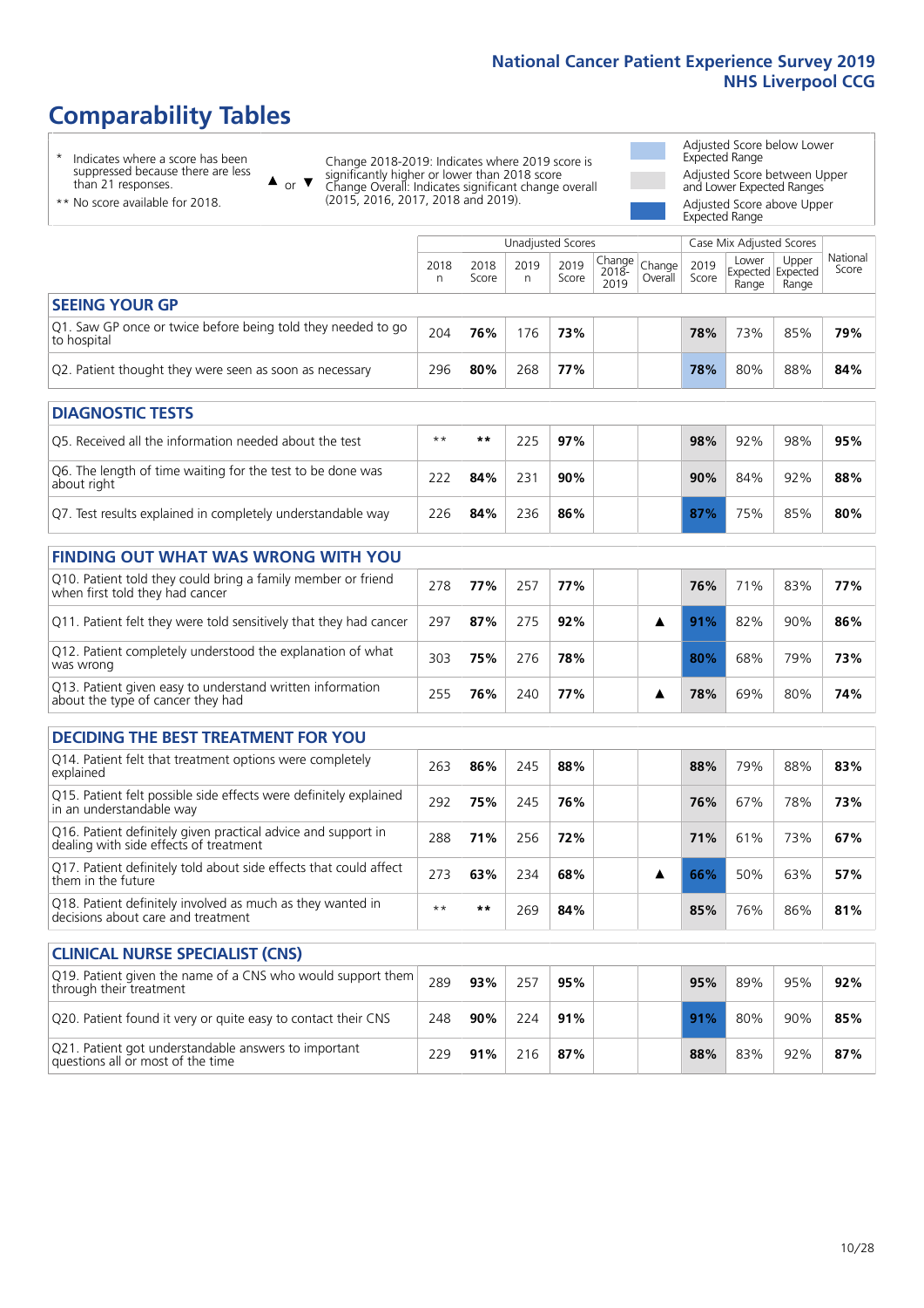# Comparability Tables

\* Indicates where a score has been suppressed because there are less than 21 responses.

\*\* No score available for 2018.

▲ or ▼ Change 2018-2019: Indicates where 2019 score is significantly higher or lower than 2018 score. Change Overall: Indicates significant change overall (2015, 2016, 2017, 2018 and 2019).

Adjusted Score below Lower Expected Range

Adjusted Score between Upper and Lower Expected Ranges

Adjusted Score above Upper Expected Range

| | Unadjusted Scores | | | | | | Case Mix Adjusted Scores | | | |
|---|---|---|---|---|---|---|---|---|---|---|
| | 2018 n | 2018 Score | 2019 n | 2019 Score | Change 2018-2019 | Change Overall | 2019 Score | Lower Expected Range | Upper Expected Range | National Score |
| **SEEING YOUR GP** | | | | | | | | | | |
| Q1. Saw GP once or twice before being told they needed to go to hospital | 204 | **76%** | 176 | **73%** | | | **78%** | 73% | 85% | **79%** |
| Q2. Patient thought they were seen as soon as necessary | 296 | **80%** | 268 | **77%** | | | **78%** | 80% | 88% | **84%** |
| **DIAGNOSTIC TESTS** | | | | | | | | | | |
| Q5. Received all the information needed about the test | ** | ** | 225 | **97%** | | | **98%** | 92% | 98% | **95%** |
| Q6. The length of time waiting for the test to be done was about right | 222 | **84%** | 231 | **90%** | | | **90%** | 84% | 92% | **88%** |
| Q7. Test results explained in completely understandable way | 226 | **84%** | 236 | **86%** | | | **87%** | 75% | 85% | **80%** |
| **FINDING OUT WHAT WAS WRONG WITH YOU** | | | | | | | | | | |
| Q10. Patient told they could bring a family member or friend when first told they had cancer | 278 | **77%** | 257 | **77%** | | | **76%** | 71% | 83% | **77%** |
| Q11. Patient felt they were told sensitively that they had cancer | 297 | **87%** | 275 | **92%** | | ▲ | **91%** | 82% | 90% | **86%** |
| Q12. Patient completely understood the explanation of what was wrong | 303 | **75%** | 276 | **78%** | | | **80%** | 68% | 79% | **73%** |
| Q13. Patient given easy to understand written information about the type of cancer they had | 255 | **76%** | 240 | **77%** | | ▲ | **78%** | 69% | 80% | **74%** |
| **DECIDING THE BEST TREATMENT FOR YOU** | | | | | | | | | | |
| Q14. Patient felt that treatment options were completely explained | 263 | **86%** | 245 | **88%** | | | **88%** | 79% | 88% | **83%** |
| Q15. Patient felt possible side effects were definitely explained in an understandable way | 292 | **75%** | 245 | **76%** | | | **76%** | 67% | 78% | **73%** |
| Q16. Patient definitely given practical advice and support in dealing with side effects of treatment | 288 | **71%** | 256 | **72%** | | | **71%** | 61% | 73% | **67%** |
| Q17. Patient definitely told about side effects that could affect them in the future | 273 | **63%** | 234 | **68%** | | ▲ | **66%** | 50% | 63% | **57%** |
| Q18. Patient definitely involved as much as they wanted in decisions about care and treatment | ** | ** | 269 | **84%** | | | **85%** | 76% | 86% | **81%** |
| **CLINICAL NURSE SPECIALIST (CNS)** | | | | | | | | | | |
| Q19. Patient given the name of a CNS who would support them through their treatment | 289 | **93%** | 257 | **95%** | | | **95%** | 89% | 95% | **92%** |
| Q20. Patient found it very or quite easy to contact their CNS | 248 | **90%** | 224 | **91%** | | | **91%** | 80% | 90% | **85%** |
| Q21. Patient got understandable answers to important questions all or most of the time | 229 | **91%** | 216 | **87%** | | | **88%** | 83% | 92% | **87%** |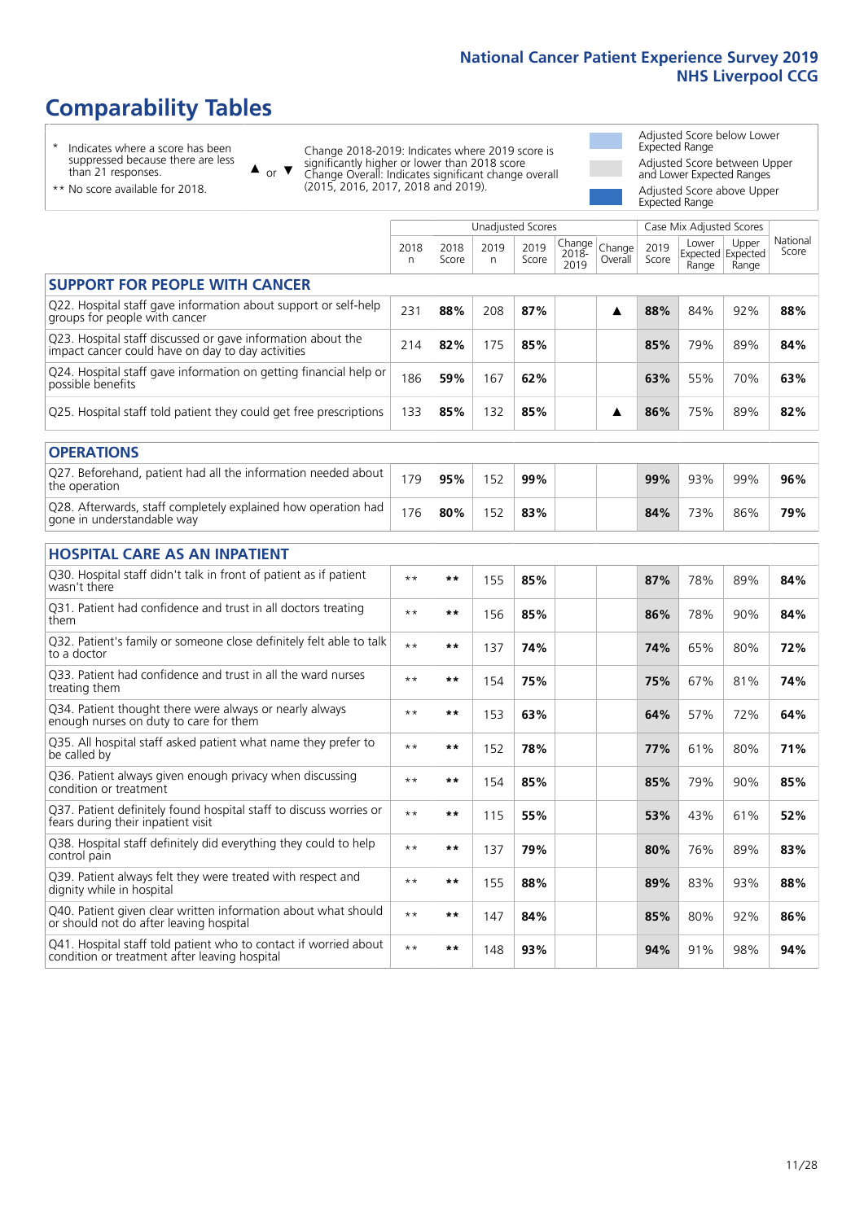# Comparability Tables

\* Indicates where a score has been suppressed because there are less than 21 responses.

\*\* No score available for 2018.

▲ or ▼ Change 2018-2019: Indicates where 2019 score is significantly higher or lower than 2018 score. Change Overall: Indicates significant change overall (2015, 2016, 2017, 2018 and 2019).

Adjusted Score below Lower Expected Range

Adjusted Score between Upper and Lower Expected Ranges

Adjusted Score above Upper Expected Range

| | Unadjusted Scores | | | | | | Case Mix Adjusted Scores | | | |
|---|---|---|---|---|---|---|---|---|---|---|
| | 2018 n | 2018 Score | 2019 n | 2019 Score | Change 2018-2019 | Change Overall | 2019 Score | Lower Expected Range | Upper Expected Range | National Score |
| **SUPPORT FOR PEOPLE WITH CANCER** | | | | | | | | | | |
| Q22. Hospital staff gave information about support or self-help groups for people with cancer | 231 | 88% | 208 | 87% | | ▲ | 88% | 84% | 92% | 88% |
| Q23. Hospital staff discussed or gave information about the impact cancer could have on day to day activities | 214 | 82% | 175 | 85% | | | 85% | 79% | 89% | 84% |
| Q24. Hospital staff gave information on getting financial help or possible benefits | 186 | 59% | 167 | 62% | | | 63% | 55% | 70% | 63% |
| Q25. Hospital staff told patient they could get free prescriptions | 133 | 85% | 132 | 85% | | ▲ | 86% | 75% | 89% | 82% |
| **OPERATIONS** | | | | | | | | | | |
| Q27. Beforehand, patient had all the information needed about the operation | 179 | 95% | 152 | 99% | | | 99% | 93% | 99% | 96% |
| Q28. Afterwards, staff completely explained how operation had gone in understandable way | 176 | 80% | 152 | 83% | | | 84% | 73% | 86% | 79% |
| **HOSPITAL CARE AS AN INPATIENT** | | | | | | | | | | |
| Q30. Hospital staff didn't talk in front of patient as if patient wasn't there | ** | ** | 155 | 85% | | | 87% | 78% | 89% | 84% |
| Q31. Patient had confidence and trust in all doctors treating them | ** | ** | 156 | 85% | | | 86% | 78% | 90% | 84% |
| Q32. Patient's family or someone close definitely felt able to talk to a doctor | ** | ** | 137 | 74% | | | 74% | 65% | 80% | 72% |
| Q33. Patient had confidence and trust in all the ward nurses treating them | ** | ** | 154 | 75% | | | 75% | 67% | 81% | 74% |
| Q34. Patient thought there were always or nearly always enough nurses on duty to care for them | ** | ** | 153 | 63% | | | 64% | 57% | 72% | 64% |
| Q35. All hospital staff asked patient what name they prefer to be called by | ** | ** | 152 | 78% | | | 77% | 61% | 80% | 71% |
| Q36. Patient always given enough privacy when discussing condition or treatment | ** | ** | 154 | 85% | | | 85% | 79% | 90% | 85% |
| Q37. Patient definitely found hospital staff to discuss worries or fears during their inpatient visit | ** | ** | 115 | 55% | | | 53% | 43% | 61% | 52% |
| Q38. Hospital staff definitely did everything they could to help control pain | ** | ** | 137 | 79% | | | 80% | 76% | 89% | 83% |
| Q39. Patient always felt they were treated with respect and dignity while in hospital | ** | ** | 155 | 88% | | | 89% | 83% | 93% | 88% |
| Q40. Patient given clear written information about what should or should not do after leaving hospital | ** | ** | 147 | 84% | | | 85% | 80% | 92% | 86% |
| Q41. Hospital staff told patient who to contact if worried about condition or treatment after leaving hospital | ** | ** | 148 | 93% | | | 94% | 91% | 98% | 94% |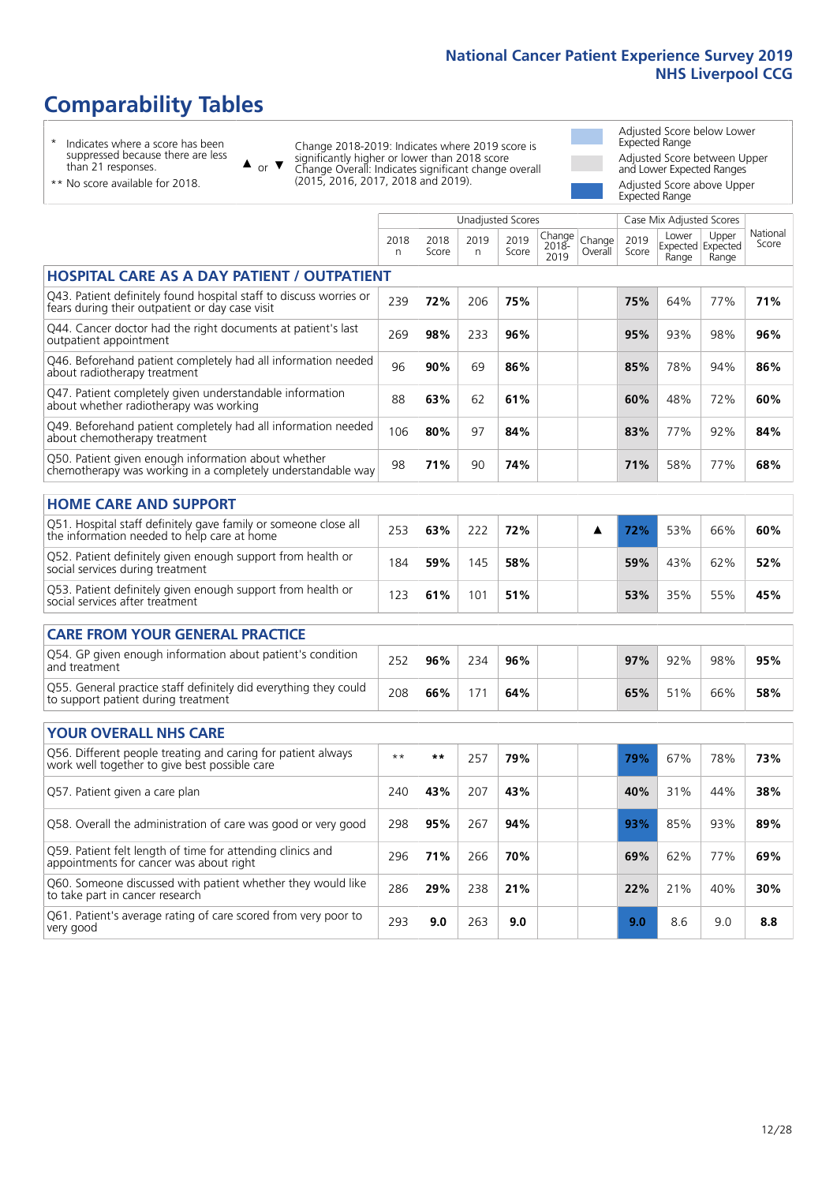# Comparability Tables

\* Indicates where a score has been suppressed because there are less than 21 responses.

\*\* No score available for 2018.

▲ or ▼ Change 2018-2019: Indicates where 2019 score is significantly higher or lower than 2018 score. Change Overall: Indicates significant change overall (2015, 2016, 2017, 2018 and 2019).

Adjusted Score below Lower Expected Range

Adjusted Score between Upper and Lower Expected Ranges

Adjusted Score above Upper Expected Range

| | Unadjusted Scores | | | | | | Case Mix Adjusted Scores | | | |
|---|---|---|---|---|---|---|---|---|---|---|
| | 2018 n | 2018 Score | 2019 n | 2019 Score | Change 2018-2019 | Change Overall | 2019 Score | Lower Expected Range | Upper Expected Range | National Score |
| **HOSPITAL CARE AS A DAY PATIENT / OUTPATIENT** | | | | | | | | | | |
| Q43. Patient definitely found hospital staff to discuss worries or fears during their outpatient or day case visit | 239 | **72%** | 206 | **75%** | | | **75%** | 64% | 77% | **71%** |
| Q44. Cancer doctor had the right documents at patient's last outpatient appointment | 269 | **98%** | 233 | **96%** | | | **95%** | 93% | 98% | **96%** |
| Q46. Beforehand patient completely had all information needed about radiotherapy treatment | 96 | **90%** | 69 | **86%** | | | **85%** | 78% | 94% | **86%** |
| Q47. Patient completely given understandable information about whether radiotherapy was working | 88 | **63%** | 62 | **61%** | | | **60%** | 48% | 72% | **60%** |
| Q49. Beforehand patient completely had all information needed about chemotherapy treatment | 106 | **80%** | 97 | **84%** | | | **83%** | 77% | 92% | **84%** |
| Q50. Patient given enough information about whether chemotherapy was working in a completely understandable way | 98 | **71%** | 90 | **74%** | | | **71%** | 58% | 77% | **68%** |
| **HOME CARE AND SUPPORT** | | | | | | | | | | |
| Q51. Hospital staff definitely gave family or someone close all the information needed to help care at home | 253 | **63%** | 222 | **72%** | | ▲ | **72%** | 53% | 66% | **60%** |
| Q52. Patient definitely given enough support from health or social services during treatment | 184 | **59%** | 145 | **58%** | | | **59%** | 43% | 62% | **52%** |
| Q53. Patient definitely given enough support from health or social services after treatment | 123 | **61%** | 101 | **51%** | | | **53%** | 35% | 55% | **45%** |
| **CARE FROM YOUR GENERAL PRACTICE** | | | | | | | | | | |
| Q54. GP given enough information about patient's condition and treatment | 252 | **96%** | 234 | **96%** | | | **97%** | 92% | 98% | **95%** |
| Q55. General practice staff definitely did everything they could to support patient during treatment | 208 | **66%** | 171 | **64%** | | | **65%** | 51% | 66% | **58%** |
| **YOUR OVERALL NHS CARE** | | | | | | | | | | |
| Q56. Different people treating and caring for patient always work well together to give best possible care | ** | ** | 257 | **79%** | | | **79%** | 67% | 78% | **73%** |
| Q57. Patient given a care plan | 240 | **43%** | 207 | **43%** | | | **40%** | 31% | 44% | **38%** |
| Q58. Overall the administration of care was good or very good | 298 | **95%** | 267 | **94%** | | | **93%** | 85% | 93% | **89%** |
| Q59. Patient felt length of time for attending clinics and appointments for cancer was about right | 296 | **71%** | 266 | **70%** | | | **69%** | 62% | 77% | **69%** |
| Q60. Someone discussed with patient whether they would like to take part in cancer research | 286 | **29%** | 238 | **21%** | | | **22%** | 21% | 40% | **30%** |
| Q61. Patient's average rating of care scored from very poor to very good | 293 | **9.0** | 263 | **9.0** | | | **9.0** | 8.6 | 9.0 | **8.8** |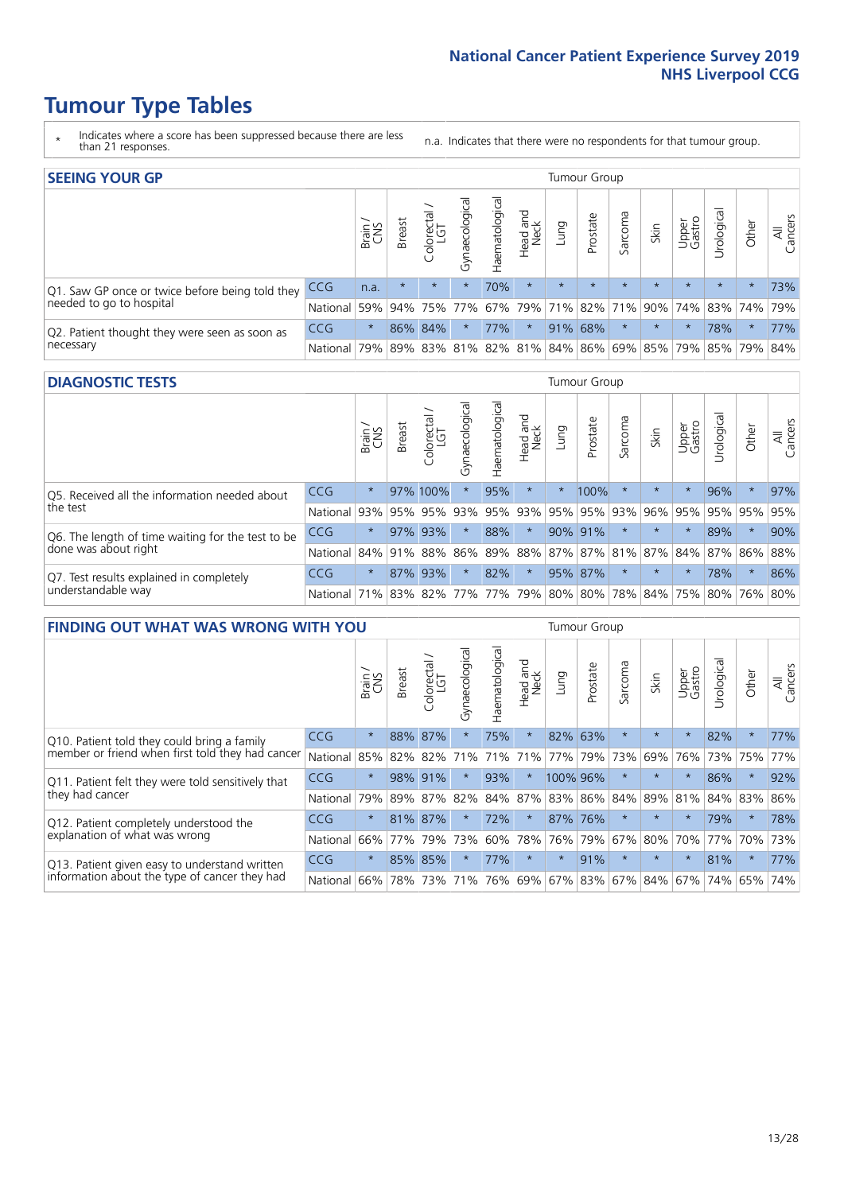# Tumour Type Tables

\* Indicates where a score has been suppressed because there are less than 21 responses.

n.a. Indicates that there were no respondents for that tumour group.

## SEEING YOUR GP

| | | Brain / CNS | Breast | Colorectal / LGT | Gynaecological | Haematological | Head and Neck | Lung | Prostate | Sarcoma | Skin | Upper Gastro | Urological | Other | All Cancers |
|---|---|---|---|---|---|---|---|---|---|---|---|---|---|---|---|
| Q1. Saw GP once or twice before being told they needed to go to hospital | CCG | n.a. | * | * | * | 70% | * | * | * | * | * | * | * | * | 73% |
| | National | 59% | 94% | 75% | 77% | 67% | 79% | 71% | 82% | 71% | 90% | 74% | 83% | 74% | 79% |
| Q2. Patient thought they were seen as soon as necessary | CCG | * | 86% | 84% | * | 77% | * | 91% | 68% | * | * | * | 78% | * | 77% |
| | National | 79% | 89% | 83% | 81% | 82% | 81% | 84% | 86% | 69% | 85% | 79% | 85% | 79% | 84% |

## DIAGNOSTIC TESTS

| | | Brain / CNS | Breast | Colorectal / LGT | Gynaecological | Haematological | Head and Neck | Lung | Prostate | Sarcoma | Skin | Upper Gastro | Urological | Other | All Cancers |
|---|---|---|---|---|---|---|---|---|---|---|---|---|---|---|---|
| Q5. Received all the information needed about the test | CCG | * | 97% | 100% | * | 95% | * | * | 100% | * | * | * | 96% | * | 97% |
| | National | 93% | 95% | 95% | 93% | 95% | 93% | 95% | 95% | 93% | 96% | 95% | 95% | 95% | 95% |
| Q6. The length of time waiting for the test to be done was about right | CCG | * | 97% | 93% | * | 88% | * | 90% | 91% | * | * | * | 89% | * | 90% |
| | National | 84% | 91% | 88% | 86% | 89% | 88% | 87% | 87% | 81% | 87% | 84% | 87% | 86% | 88% |
| Q7. Test results explained in completely understandable way | CCG | * | 87% | 93% | * | 82% | * | 95% | 87% | * | * | * | 78% | * | 86% |
| | National | 71% | 83% | 82% | 77% | 77% | 79% | 80% | 80% | 78% | 84% | 75% | 80% | 76% | 80% |

## FINDING OUT WHAT WAS WRONG WITH YOU

| | | Brain / CNS | Breast | Colorectal / LGT | Gynaecological | Haematological | Head and Neck | Lung | Prostate | Sarcoma | Skin | Upper Gastro | Urological | Other | All Cancers |
|---|---|---|---|---|---|---|---|---|---|---|---|---|---|---|---|
| Q10. Patient told they could bring a family member or friend when first told they had cancer | CCG | * | 88% | 87% | * | 75% | * | 82% | 63% | * | * | * | 82% | * | 77% |
| | National | 85% | 82% | 82% | 71% | 71% | 71% | 77% | 79% | 73% | 69% | 76% | 73% | 75% | 77% |
| Q11. Patient felt they were told sensitively that they had cancer | CCG | * | 98% | 91% | * | 93% | * | 100% | 96% | * | * | * | 86% | * | 92% |
| | National | 79% | 89% | 87% | 82% | 84% | 87% | 83% | 86% | 84% | 89% | 81% | 84% | 83% | 86% |
| Q12. Patient completely understood the explanation of what was wrong | CCG | * | 81% | 87% | * | 72% | * | 87% | 76% | * | * | * | 79% | * | 78% |
| | National | 66% | 77% | 79% | 73% | 60% | 78% | 76% | 79% | 67% | 80% | 70% | 77% | 70% | 73% |
| Q13. Patient given easy to understand written information about the type of cancer they had | CCG | * | 85% | 85% | * | 77% | * | * | 91% | * | * | * | 81% | * | 77% |
| | National | 66% | 78% | 73% | 71% | 76% | 69% | 67% | 83% | 67% | 84% | 67% | 74% | 65% | 74% |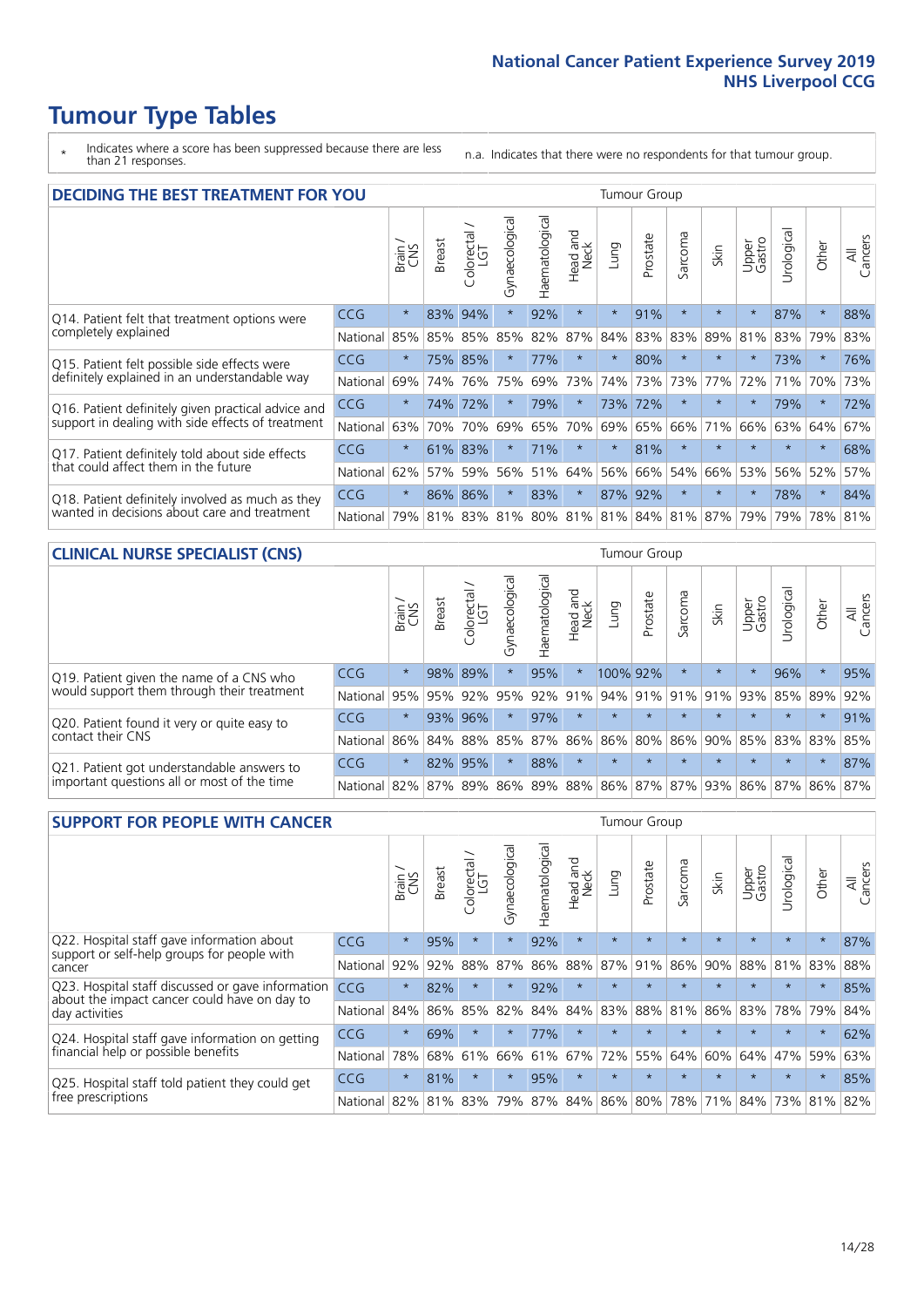# Tumour Type Tables

\* Indicates where a score has been suppressed because there are less than 21 responses.

n.a. Indicates that there were no respondents for that tumour group.

## DECIDING THE BEST TREATMENT FOR YOU

| | | Brain / CNS | Breast | Colorectal / LGT | Gynaecological | Haematological | Head and Neck | Lung | Prostate | Sarcoma | Skin | Upper Gastro | Urological | Other | All Cancers |
|---|---|---|---|---|---|---|---|---|---|---|---|---|---|---|---|
| Q14. Patient felt that treatment options were completely explained | CCG | * | 83% | 94% | * | 92% | * | * | 91% | * | * | * | 87% | * | 88% |
| | National | 85% | 85% | 85% | 85% | 82% | 87% | 84% | 83% | 83% | 89% | 81% | 83% | 79% | 83% |
| Q15. Patient felt possible side effects were definitely explained in an understandable way | CCG | * | 75% | 85% | * | 77% | * | * | 80% | * | * | * | 73% | * | 76% |
| | National | 69% | 74% | 76% | 75% | 69% | 73% | 74% | 73% | 73% | 77% | 72% | 71% | 70% | 73% |
| Q16. Patient definitely given practical advice and support in dealing with side effects of treatment | CCG | * | 74% | 72% | * | 79% | * | 73% | 72% | * | * | * | 79% | * | 72% |
| | National | 63% | 70% | 70% | 69% | 65% | 70% | 69% | 65% | 66% | 71% | 66% | 63% | 64% | 67% |
| Q17. Patient definitely told about side effects that could affect them in the future | CCG | * | 61% | 83% | * | 71% | * | * | 81% | * | * | * | * | * | 68% |
| | National | 62% | 57% | 59% | 56% | 51% | 64% | 56% | 66% | 54% | 66% | 53% | 56% | 52% | 57% |
| Q18. Patient definitely involved as much as they wanted in decisions about care and treatment | CCG | * | 86% | 86% | * | 83% | * | 87% | 92% | * | * | * | 78% | * | 84% |
| | National | 79% | 81% | 83% | 81% | 80% | 81% | 81% | 84% | 81% | 87% | 79% | 79% | 78% | 81% |

## CLINICAL NURSE SPECIALIST (CNS)

| | | Brain / CNS | Breast | Colorectal / LGT | Gynaecological | Haematological | Head and Neck | Lung | Prostate | Sarcoma | Skin | Upper Gastro | Urological | Other | All Cancers |
|---|---|---|---|---|---|---|---|---|---|---|---|---|---|---|---|
| Q19. Patient given the name of a CNS who would support them through their treatment | CCG | * | 98% | 89% | * | 95% | * | 100% | 92% | * | * | * | 96% | * | 95% |
| | National | 95% | 95% | 92% | 95% | 92% | 91% | 94% | 91% | 91% | 91% | 93% | 85% | 89% | 92% |
| Q20. Patient found it very or quite easy to contact their CNS | CCG | * | 93% | 96% | * | 97% | * | * | * | * | * | * | * | * | 91% |
| | National | 86% | 84% | 88% | 85% | 87% | 86% | 86% | 80% | 86% | 90% | 85% | 83% | 83% | 85% |
| Q21. Patient got understandable answers to important questions all or most of the time | CCG | * | 82% | 95% | * | 88% | * | * | * | * | * | * | * | * | 87% |
| | National | 82% | 87% | 89% | 86% | 89% | 88% | 86% | 87% | 87% | 93% | 86% | 87% | 86% | 87% |

## SUPPORT FOR PEOPLE WITH CANCER

| | | Brain / CNS | Breast | Colorectal / LGT | Gynaecological | Haematological | Head and Neck | Lung | Prostate | Sarcoma | Skin | Upper Gastro | Urological | Other | All Cancers |
|---|---|---|---|---|---|---|---|---|---|---|---|---|---|---|---|
| Q22. Hospital staff gave information about support or self-help groups for people with cancer | CCG | * | 95% | * | * | 92% | * | * | * | * | * | * | * | * | 87% |
| | National | 92% | 92% | 88% | 87% | 86% | 88% | 87% | 91% | 86% | 90% | 88% | 81% | 83% | 88% |
| Q23. Hospital staff discussed or gave information about the impact cancer could have on day to day activities | CCG | * | 82% | * | * | 92% | * | * | * | * | * | * | * | * | 85% |
| | National | 84% | 86% | 85% | 82% | 84% | 84% | 83% | 88% | 81% | 86% | 83% | 78% | 79% | 84% |
| Q24. Hospital staff gave information on getting financial help or possible benefits | CCG | * | 69% | * | * | 77% | * | * | * | * | * | * | * | * | 62% |
| | National | 78% | 68% | 61% | 66% | 61% | 67% | 72% | 55% | 64% | 60% | 64% | 47% | 59% | 63% |
| Q25. Hospital staff told patient they could get free prescriptions | CCG | * | 81% | * | * | 95% | * | * | * | * | * | * | * | * | 85% |
| | National | 82% | 81% | 83% | 79% | 87% | 84% | 86% | 80% | 78% | 71% | 84% | 73% | 81% | 82% |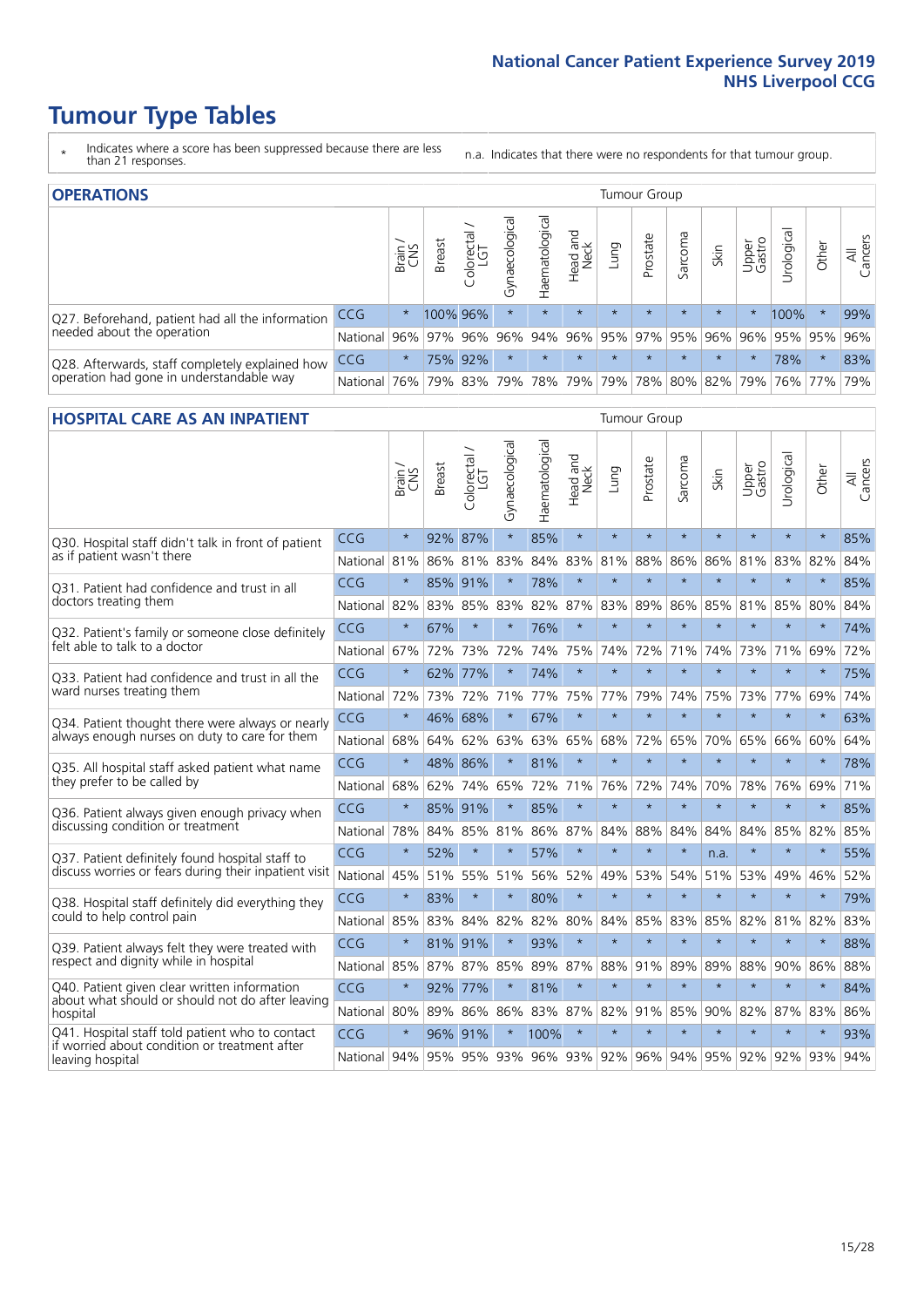# Tumour Type Tables

\* Indicates where a score has been suppressed because there are less than 21 responses.

n.a. Indicates that there were no respondents for that tumour group.

## OPERATIONS

| | | Brain / CNS | Breast | Colorectal / LGT | Gynaecological | Haematological | Head and Neck | Lung | Prostate | Sarcoma | Skin | Upper Gastro | Urological | Other | All Cancers |
|---|---|---|---|---|---|---|---|---|---|---|---|---|---|---|---|
| Q27. Beforehand, patient had all the information needed about the operation | CCG | * | 100% | 96% | * | * | * | * | * | * | * | * | 100% | * | 99% |
| | National | 96% | 97% | 96% | 96% | 94% | 96% | 95% | 97% | 95% | 96% | 96% | 95% | 95% | 96% |
| Q28. Afterwards, staff completely explained how operation had gone in understandable way | CCG | * | 75% | 92% | * | * | * | * | * | * | * | * | 78% | * | 83% |
| | National | 76% | 79% | 83% | 79% | 78% | 79% | 79% | 78% | 80% | 82% | 79% | 76% | 77% | 79% |

## HOSPITAL CARE AS AN INPATIENT

| | | Brain / CNS | Breast | Colorectal / LGT | Gynaecological | Haematological | Head and Neck | Lung | Prostate | Sarcoma | Skin | Upper Gastro | Urological | Other | All Cancers |
|---|---|---|---|---|---|---|---|---|---|---|---|---|---|---|---|
| Q30. Hospital staff didn't talk in front of patient as if patient wasn't there | CCG | * | 92% | 87% | * | 85% | * | * | * | * | * | * | * | * | 85% |
| | National | 81% | 86% | 81% | 83% | 84% | 83% | 81% | 88% | 86% | 86% | 81% | 83% | 82% | 84% |
| Q31. Patient had confidence and trust in all doctors treating them | CCG | * | 85% | 91% | * | 78% | * | * | * | * | * | * | * | * | 85% |
| | National | 82% | 83% | 85% | 83% | 82% | 87% | 83% | 89% | 86% | 85% | 81% | 85% | 80% | 84% |
| Q32. Patient's family or someone close definitely felt able to talk to a doctor | CCG | * | 67% | * | * | 76% | * | * | * | * | * | * | * | * | 74% |
| | National | 67% | 72% | 73% | 72% | 74% | 75% | 74% | 72% | 71% | 74% | 73% | 71% | 69% | 72% |
| Q33. Patient had confidence and trust in all the ward nurses treating them | CCG | * | 62% | 77% | * | 74% | * | * | * | * | * | * | * | * | 75% |
| | National | 72% | 73% | 72% | 71% | 77% | 75% | 77% | 79% | 74% | 75% | 73% | 77% | 69% | 74% |
| Q34. Patient thought there were always or nearly always enough nurses on duty to care for them | CCG | * | 46% | 68% | * | 67% | * | * | * | * | * | * | * | * | 63% |
| | National | 68% | 64% | 62% | 63% | 63% | 65% | 68% | 72% | 65% | 70% | 65% | 66% | 60% | 64% |
| Q35. All hospital staff asked patient what name they prefer to be called by | CCG | * | 48% | 86% | * | 81% | * | * | * | * | * | * | * | * | 78% |
| | National | 68% | 62% | 74% | 65% | 72% | 71% | 76% | 72% | 74% | 70% | 78% | 76% | 69% | 71% |
| Q36. Patient always given enough privacy when discussing condition or treatment | CCG | * | 85% | 91% | * | 85% | * | * | * | * | * | * | * | * | 85% |
| | National | 78% | 84% | 85% | 81% | 86% | 87% | 84% | 88% | 84% | 84% | 84% | 85% | 82% | 85% |
| Q37. Patient definitely found hospital staff to discuss worries or fears during their inpatient visit | CCG | * | 52% | * | * | 57% | * | * | * | * | n.a. | * | * | * | 55% |
| | National | 45% | 51% | 55% | 51% | 56% | 52% | 49% | 53% | 54% | 51% | 53% | 49% | 46% | 52% |
| Q38. Hospital staff definitely did everything they could to help control pain | CCG | * | 83% | * | * | 80% | * | * | * | * | * | * | * | * | 79% |
| | National | 85% | 83% | 84% | 82% | 82% | 80% | 84% | 85% | 83% | 85% | 82% | 81% | 82% | 83% |
| Q39. Patient always felt they were treated with respect and dignity while in hospital | CCG | * | 81% | 91% | * | 93% | * | * | * | * | * | * | * | * | 88% |
| | National | 85% | 87% | 87% | 85% | 89% | 87% | 88% | 91% | 89% | 89% | 88% | 90% | 86% | 88% |
| Q40. Patient given clear written information about what should or should not do after leaving hospital | CCG | * | 92% | 77% | * | 81% | * | * | * | * | * | * | * | * | 84% |
| | National | 80% | 89% | 86% | 86% | 83% | 87% | 82% | 91% | 85% | 90% | 82% | 87% | 83% | 86% |
| Q41. Hospital staff told patient who to contact if worried about condition or treatment after leaving hospital | CCG | * | 96% | 91% | * | 100% | * | * | * | * | * | * | * | * | 93% |
| | National | 94% | 95% | 95% | 93% | 96% | 93% | 92% | 96% | 94% | 95% | 92% | 92% | 93% | 94% |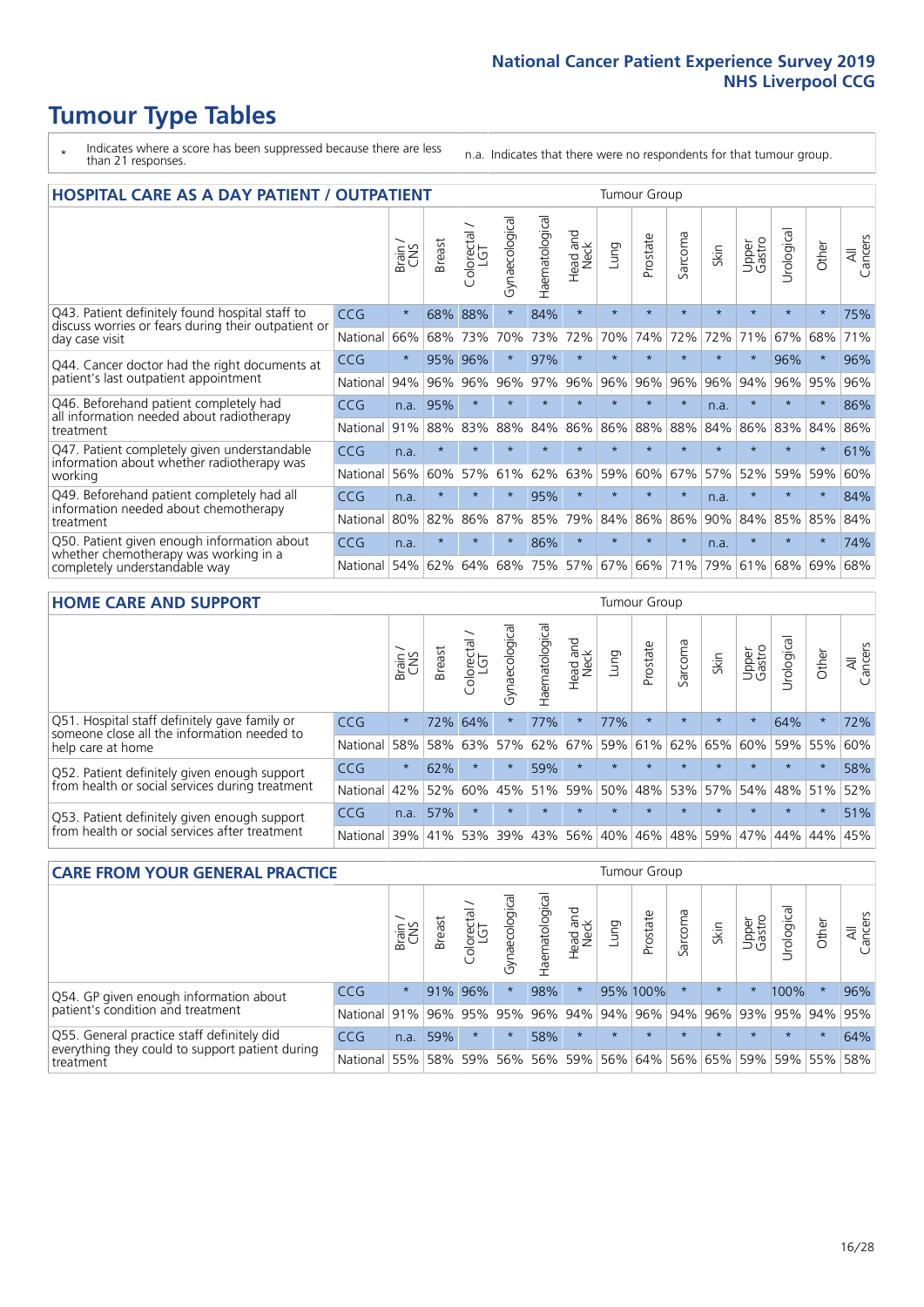# Tumour Type Tables

\* Indicates where a score has been suppressed because there are less than 21 responses.

n.a. Indicates that there were no respondents for that tumour group.

## HOSPITAL CARE AS A DAY PATIENT / OUTPATIENT

| | | Brain / CNS | Breast | Colorectal / LGT | Gynaecological | Haematological | Head and Neck | Lung | Prostate | Sarcoma | Skin | Upper Gastro | Urological | Other | All Cancers |
|---|---|---|---|---|---|---|---|---|---|---|---|---|---|---|---|
| Q43. Patient definitely found hospital staff to discuss worries or fears during their outpatient or day case visit | CCG | * | 68% | 88% | * | 84% | * | * | * | * | * | * | * | * | 75% |
| | National | 66% | 68% | 73% | 70% | 73% | 72% | 70% | 74% | 72% | 72% | 71% | 67% | 68% | 71% |
| Q44. Cancer doctor had the right documents at patient's last outpatient appointment | CCG | * | 95% | 96% | * | 97% | * | * | * | * | * | * | 96% | * | 96% |
| | National | 94% | 96% | 96% | 96% | 97% | 96% | 96% | 96% | 96% | 96% | 94% | 96% | 95% | 96% |
| Q46. Beforehand patient completely had all information needed about radiotherapy treatment | CCG | n.a. | 95% | * | * | * | * | * | * | * | n.a. | * | * | * | 86% |
| | National | 91% | 88% | 83% | 88% | 84% | 86% | 86% | 88% | 88% | 84% | 86% | 83% | 84% | 86% |
| Q47. Patient completely given understandable information about whether radiotherapy was working | CCG | n.a. | * | * | * | * | * | * | * | * | * | * | * | * | 61% |
| | National | 56% | 60% | 57% | 61% | 62% | 63% | 59% | 60% | 67% | 57% | 52% | 59% | 59% | 60% |
| Q49. Beforehand patient completely had all information needed about chemotherapy treatment | CCG | n.a. | * | * | * | 95% | * | * | * | * | n.a. | * | * | * | 84% |
| | National | 80% | 82% | 86% | 87% | 85% | 79% | 84% | 86% | 86% | 90% | 84% | 85% | 85% | 84% |
| Q50. Patient given enough information about whether chemotherapy was working in a completely understandable way | CCG | n.a. | * | * | * | 86% | * | * | * | * | n.a. | * | * | * | 74% |
| | National | 54% | 62% | 64% | 68% | 75% | 57% | 67% | 66% | 71% | 79% | 61% | 68% | 69% | 68% |

## HOME CARE AND SUPPORT

| | | Brain / CNS | Breast | Colorectal / LGT | Gynaecological | Haematological | Head and Neck | Lung | Prostate | Sarcoma | Skin | Upper Gastro | Urological | Other | All Cancers |
|---|---|---|---|---|---|---|---|---|---|---|---|---|---|---|---|
| Q51. Hospital staff definitely gave family or someone close all the information needed to help care at home | CCG | * | 72% | 64% | * | 77% | * | 77% | * | * | * | * | 64% | * | 72% |
| | National | 58% | 58% | 63% | 57% | 62% | 67% | 59% | 61% | 62% | 65% | 60% | 59% | 55% | 60% |
| Q52. Patient definitely given enough support from health or social services during treatment | CCG | * | 62% | * | * | 59% | * | * | * | * | * | * | * | * | 58% |
| | National | 42% | 52% | 60% | 45% | 51% | 59% | 50% | 48% | 53% | 57% | 54% | 48% | 51% | 52% |
| Q53. Patient definitely given enough support from health or social services after treatment | CCG | n.a. | 57% | * | * | * | * | * | * | * | * | * | * | * | 51% |
| | National | 39% | 41% | 53% | 39% | 43% | 56% | 40% | 46% | 48% | 59% | 47% | 44% | 44% | 45% |

## CARE FROM YOUR GENERAL PRACTICE

| | | Brain / CNS | Breast | Colorectal / LGT | Gynaecological | Haematological | Head and Neck | Lung | Prostate | Sarcoma | Skin | Upper Gastro | Urological | Other | All Cancers |
|---|---|---|---|---|---|---|---|---|---|---|---|---|---|---|---|
| Q54. GP given enough information about patient's condition and treatment | CCG | * | 91% | 96% | * | 98% | * | 95% | 100% | * | * | * | 100% | * | 96% |
| | National | 91% | 96% | 95% | 95% | 96% | 94% | 94% | 96% | 94% | 96% | 93% | 95% | 94% | 95% |
| Q55. General practice staff definitely did everything they could to support patient during treatment | CCG | n.a. | 59% | * | * | 58% | * | * | * | * | * | * | * | * | 64% |
| | National | 55% | 58% | 59% | 56% | 56% | 59% | 56% | 64% | 56% | 65% | 59% | 59% | 55% | 58% |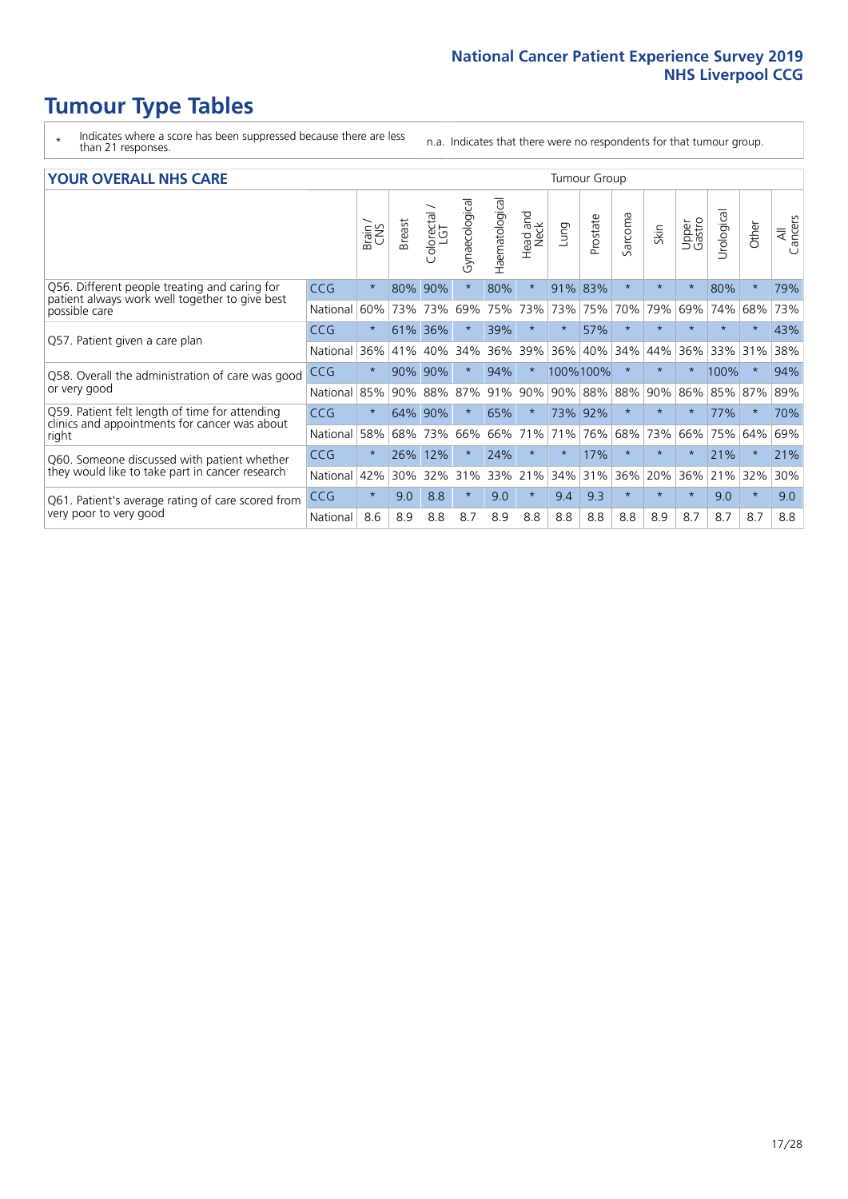# Tumour Type Tables

\* Indicates where a score has been suppressed because there are less than 21 responses.

n.a. Indicates that there were no respondents for that tumour group.

## YOUR OVERALL NHS CARE

| | | Brain / CNS | Breast | Colorectal / LGT | Gynaecological | Haematological | Head and Neck | Lung | Prostate | Sarcoma | Skin | Upper Gastro | Urological | Other | All Cancers |
|---|---|---|---|---|---|---|---|---|---|---|---|---|---|---|---|
| Q56. Different people treating and caring for patient always work well together to give best possible care | CCG | * | 80% | 90% | * | 80% | * | 91% | 83% | * | * | * | 80% | * | 79% |
| | National | 60% | 73% | 73% | 69% | 75% | 73% | 73% | 75% | 70% | 79% | 69% | 74% | 68% | 73% |
| Q57. Patient given a care plan | CCG | * | 61% | 36% | * | 39% | * | * | 57% | * | * | * | * | * | 43% |
| | National | 36% | 41% | 40% | 34% | 36% | 39% | 36% | 40% | 34% | 44% | 36% | 33% | 31% | 38% |
| Q58. Overall the administration of care was good or very good | CCG | * | 90% | 90% | * | 94% | * | 100% | 100% | * | * | * | 100% | * | 94% |
| | National | 85% | 90% | 88% | 87% | 91% | 90% | 90% | 88% | 88% | 90% | 86% | 85% | 87% | 89% |
| Q59. Patient felt length of time for attending clinics and appointments for cancer was about right | CCG | * | 64% | 90% | * | 65% | * | 73% | 92% | * | * | * | 77% | * | 70% |
| | National | 58% | 68% | 73% | 66% | 66% | 71% | 71% | 76% | 68% | 73% | 66% | 75% | 64% | 69% |
| Q60. Someone discussed with patient whether they would like to take part in cancer research | CCG | * | 26% | 12% | * | 24% | * | * | 17% | * | * | * | 21% | * | 21% |
| | National | 42% | 30% | 32% | 31% | 33% | 21% | 34% | 31% | 36% | 20% | 36% | 21% | 32% | 30% |
| Q61. Patient's average rating of care scored from very poor to very good | CCG | * | 9.0 | 8.8 | * | 9.0 | * | 9.4 | 9.3 | * | * | * | 9.0 | * | 9.0 |
| | National | 8.6 | 8.9 | 8.8 | 8.7 | 8.9 | 8.8 | 8.8 | 8.8 | 8.8 | 8.9 | 8.7 | 8.7 | 8.7 | 8.8 |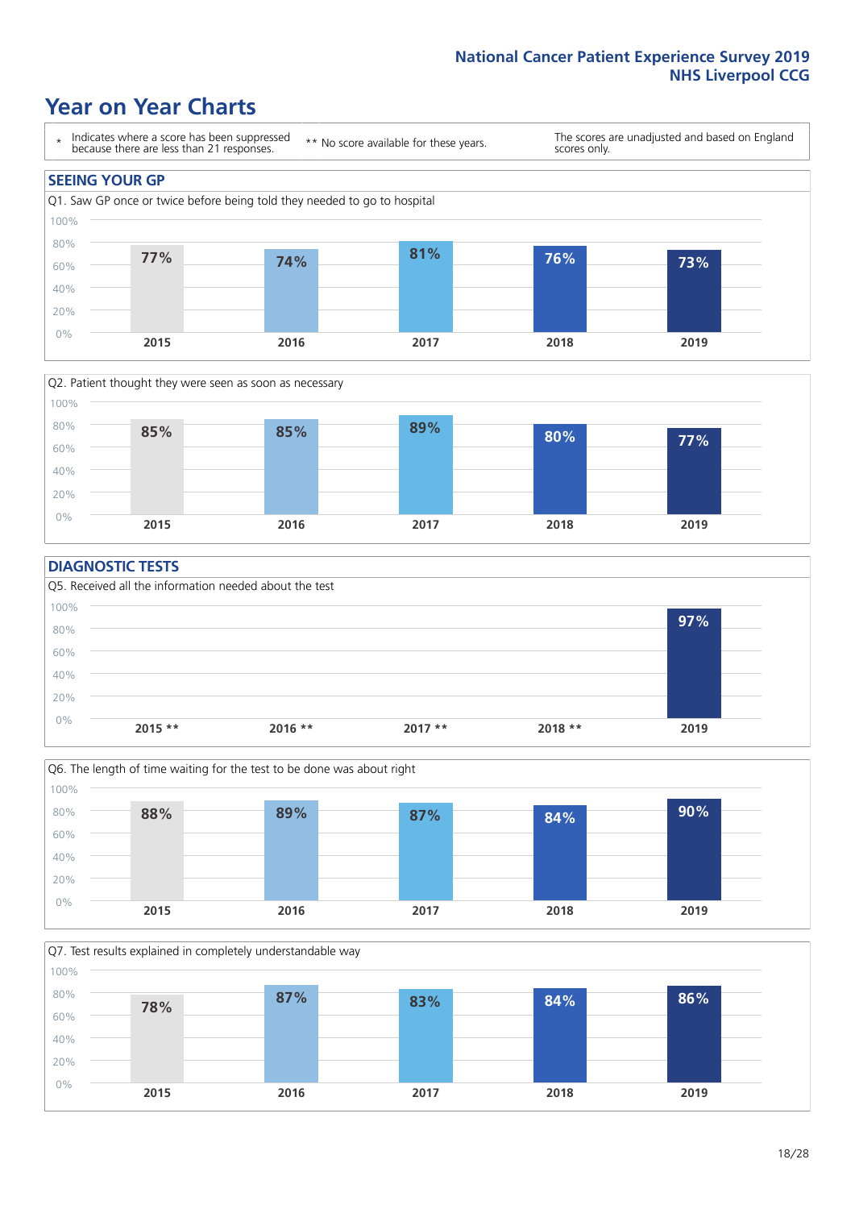# Year on Year Charts

\* Indicates where a score has been suppressed because there are less than 21 responses.

** No score available for these years.

The scores are unadjusted and based on England scores only.

## SEEING YOUR GP

Q1. Saw GP once or twice before being told they needed to go to hospital

| 2015 | 2016 | 2017 | 2018 | 2019 |
|---|---|---|---|---|
| 77% | 74% | 81% | 76% | 73% |

Q2. Patient thought they were seen as soon as necessary

| 2015 | 2016 | 2017 | 2018 | 2019 |
|---|---|---|---|---|
| 85% | 85% | 89% | 80% | 77% |

## DIAGNOSTIC TESTS

Q5. Received all the information needed about the test

| 2015 ** | 2016 ** | 2017 ** | 2018 ** | 2019 |
|---|---|---|---|---|
| | | | | 97% |

Q6. The length of time waiting for the test to be done was about right

| 2015 | 2016 | 2017 | 2018 | 2019 |
|---|---|---|---|---|
| 88% | 89% | 87% | 84% | 90% |

Q7. Test results explained in completely understandable way

| 2015 | 2016 | 2017 | 2018 | 2019 |
|---|---|---|---|---|
| 78% | 87% | 83% | 84% | 86% |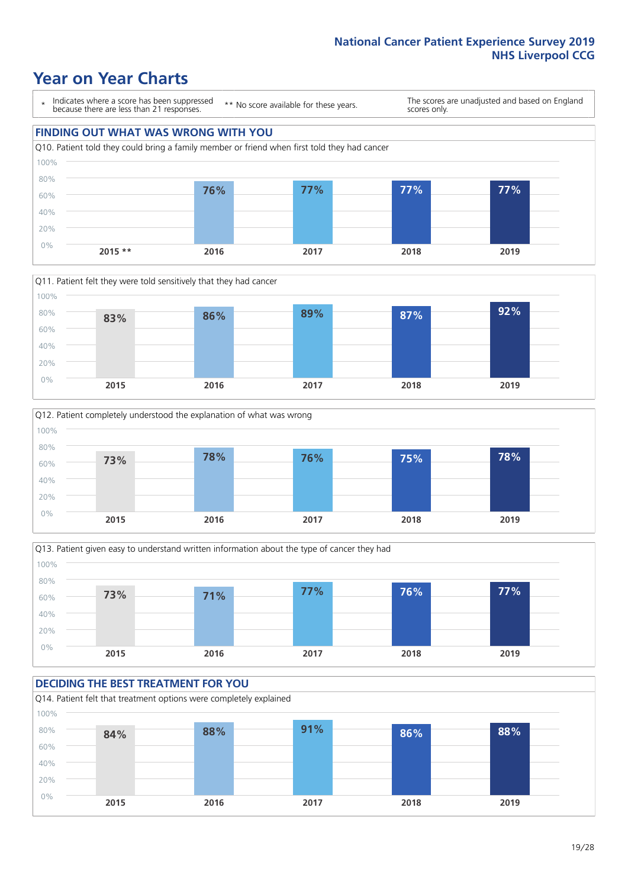# Year on Year Charts

\* Indicates where a score has been suppressed because there are less than 21 responses.

** No score available for these years.

The scores are unadjusted and based on England scores only.

## FINDING OUT WHAT WAS WRONG WITH YOU

Q10. Patient told they could bring a family member or friend when first told they had cancer

| 2015 ** | 2016 | 2017 | 2018 | 2019 |
|---|---|---|---|---|
| | 76% | 77% | 77% | 77% |

Q11. Patient felt that they were told sensitively that they had cancer

| 2015 | 2016 | 2017 | 2018 | 2019 |
|---|---|---|---|---|
| 83% | 86% | 89% | 87% | 92% |

Q12. Patient completely understood the explanation of what was wrong

| 2015 | 2016 | 2017 | 2018 | 2019 |
|---|---|---|---|---|
| 73% | 78% | 76% | 75% | 78% |

Q13. Patient given easy to understand written information about the type of cancer they had

| 2015 | 2016 | 2017 | 2018 | 2019 |
|---|---|---|---|---|
| 73% | 71% | 77% | 76% | 77% |

## DECIDING THE BEST TREATMENT FOR YOU

Q14. Patient felt that treatment options were completely explained

| 2015 | 2016 | 2017 | 2018 | 2019 |
|---|---|---|---|---|
| 84% | 88% | 91% | 86% | 88% |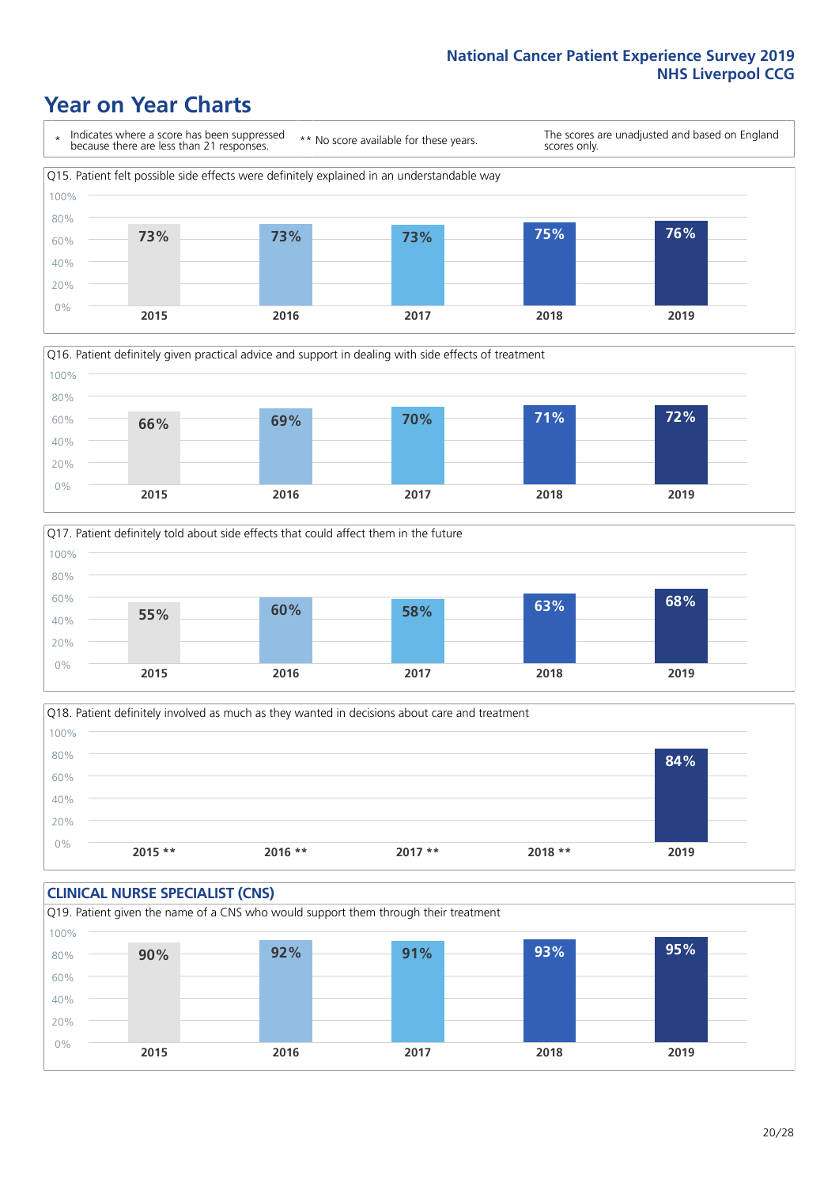# Year on Year Charts

| * Indicates where a score has been suppressed because there are less than 21 responses. | ** No score available for these years. | The scores are unadjusted and based on England scores only. |
|---|---|---|

### Q15. Patient felt possible side effects were definitely explained in an understandable way

| 2015 | 2016 | 2017 | 2018 | 2019 |
|---|---|---|---|---|
| 73% | 73% | 73% | 75% | 76% |

### Q16. Patient definitely given practical advice and support in dealing with side effects of treatment

| 2015 | 2016 | 2017 | 2018 | 2019 |
|---|---|---|---|---|
| 66% | 69% | 70% | 71% | 72% |

### Q17. Patient definitely told about side effects that could affect them in the future

| 2015 | 2016 | 2017 | 2018 | 2019 |
|---|---|---|---|---|
| 55% | 60% | 58% | 63% | 68% |

### Q18. Patient definitely involved as much as they wanted in decisions about care and treatment

| 2015 ** | 2016 ** | 2017 ** | 2018 ** | 2019 |
|---|---|---|---|---|
| | | | | 84% |

## CLINICAL NURSE SPECIALIST (CNS)

### Q19. Patient given the name of a CNS who would support them through their treatment

| 2015 | 2016 | 2017 | 2018 | 2019 |
|---|---|---|---|---|
| 90% | 92% | 91% | 93% | 95% |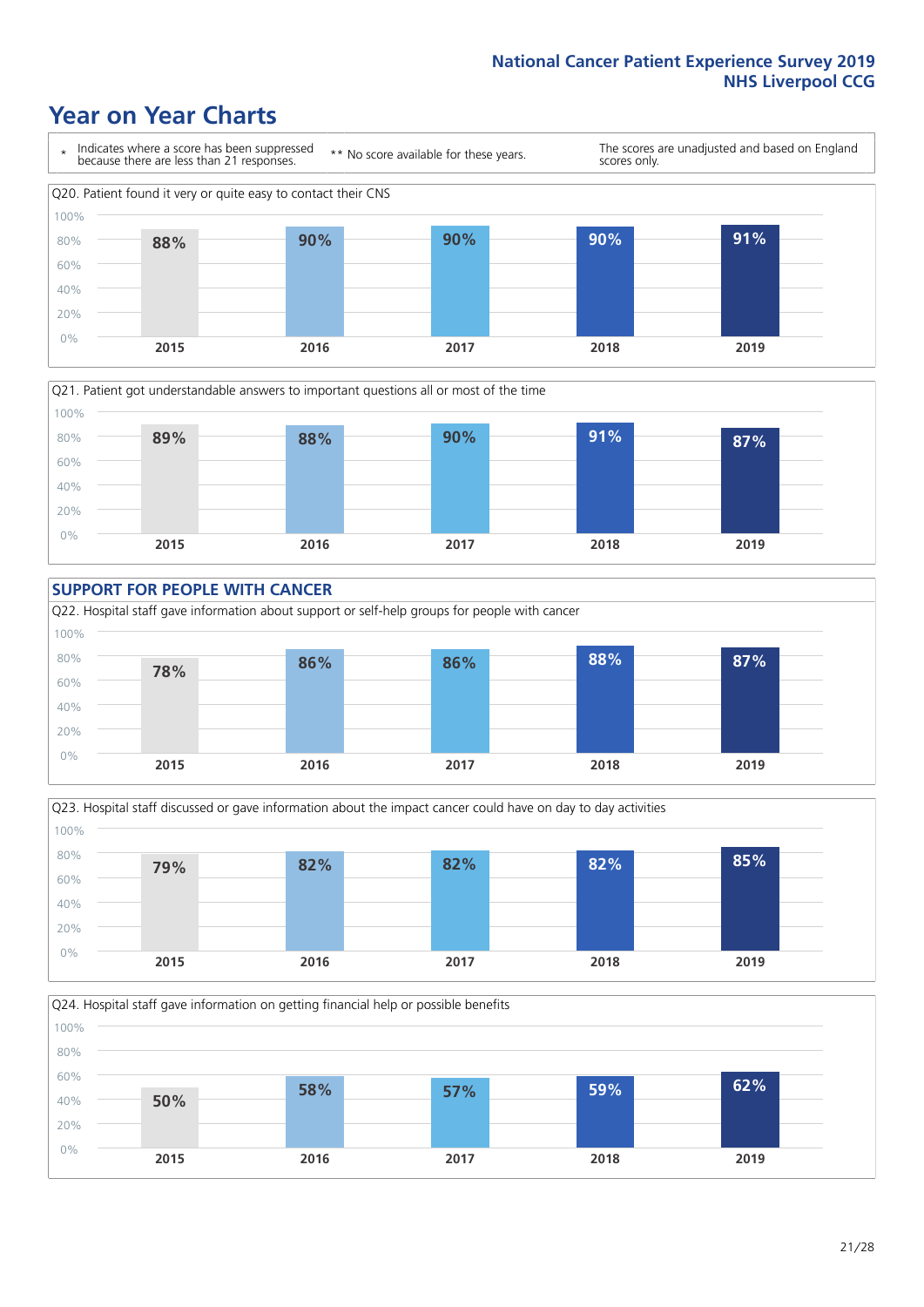# Year on Year Charts

\* Indicates where a score has been suppressed because there are less than 21 responses.

** No score available for these years.

The scores are unadjusted and based on England scores only.

Q20. Patient found it very or quite easy to contact their CNS

| 2015 | 2016 | 2017 | 2018 | 2019 |
|---|---|---|---|---|
| 88% | 90% | 90% | 90% | 91% |

Q21. Patient got understandable answers to important questions all or most of the time

| 2015 | 2016 | 2017 | 2018 | 2019 |
|---|---|---|---|---|
| 89% | 88% | 90% | 91% | 87% |

## SUPPORT FOR PEOPLE WITH CANCER

Q22. Hospital staff gave information about support or self-help groups for people with cancer

| 2015 | 2016 | 2017 | 2018 | 2019 |
|---|---|---|---|---|
| 78% | 86% | 86% | 88% | 87% |

Q23. Hospital staff discussed or gave information about the impact cancer could have on day to day activities

| 2015 | 2016 | 2017 | 2018 | 2019 |
|---|---|---|---|---|
| 79% | 82% | 82% | 82% | 85% |

Q24. Hospital staff gave information on getting financial help or possible benefits

| 2015 | 2016 | 2017 | 2018 | 2019 |
|---|---|---|---|---|
| 50% | 58% | 57% | 59% | 62% |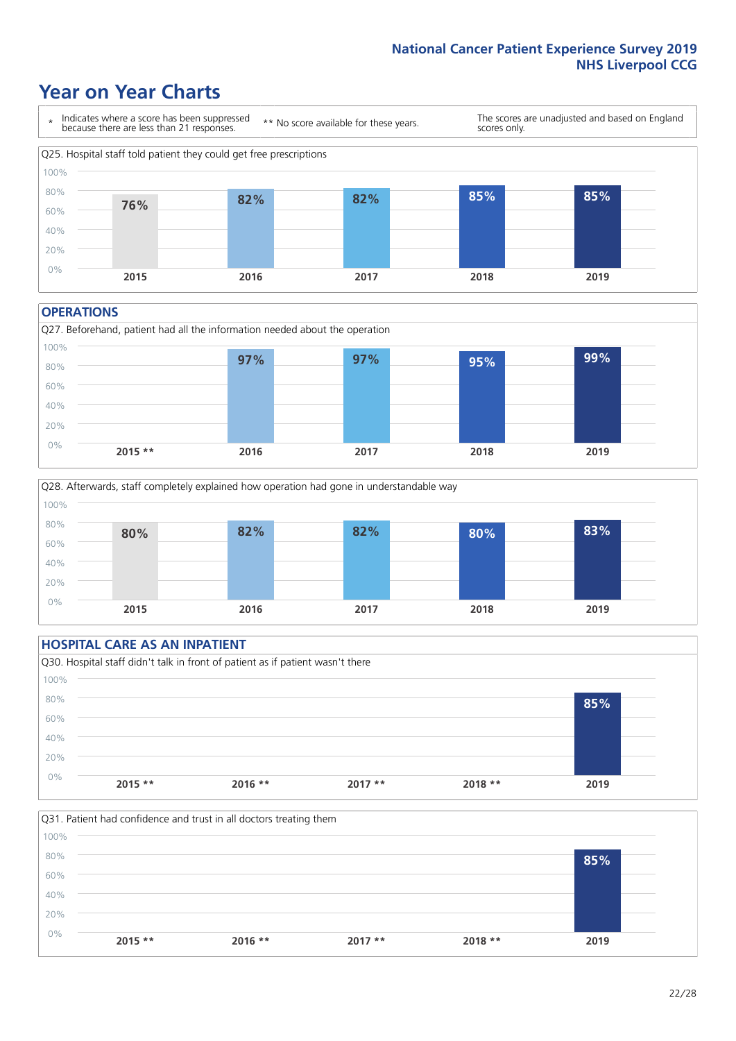# Year on Year Charts

\* Indicates where a score has been suppressed because there are less than 21 responses.

\*\* No score available for these years.

The scores are unadjusted and based on England scores only.

Q25. Hospital staff told patient they could get free prescriptions

| 2015 | 2016 | 2017 | 2018 | 2019 |
| --- | --- | --- | --- | --- |
| 76% | 82% | 82% | 85% | 85% |

## OPERATIONS

Q27. Beforehand, patient had all the information needed about the operation

| 2015 ** | 2016 | 2017 | 2018 | 2019 |
| --- | --- | --- | --- | --- |
| | 97% | 97% | 95% | 99% |

Q28. Afterwards, staff completely explained how operation had gone in understandable way

| 2015 | 2016 | 2017 | 2018 | 2019 |
| --- | --- | --- | --- | --- |
| 80% | 82% | 82% | 80% | 83% |

## HOSPITAL CARE AS AN INPATIENT

Q30. Hospital staff didn't talk in front of patient as if patient wasn't there

| 2015 ** | 2016 ** | 2017 ** | 2018 ** | 2019 |
| --- | --- | --- | --- | --- |
| | | | | 85% |

Q31. Patient had confidence and trust in all doctors treating them

| 2015 ** | 2016 ** | 2017 ** | 2018 ** | 2019 |
| --- | --- | --- | --- | --- |
| | | | | 85% |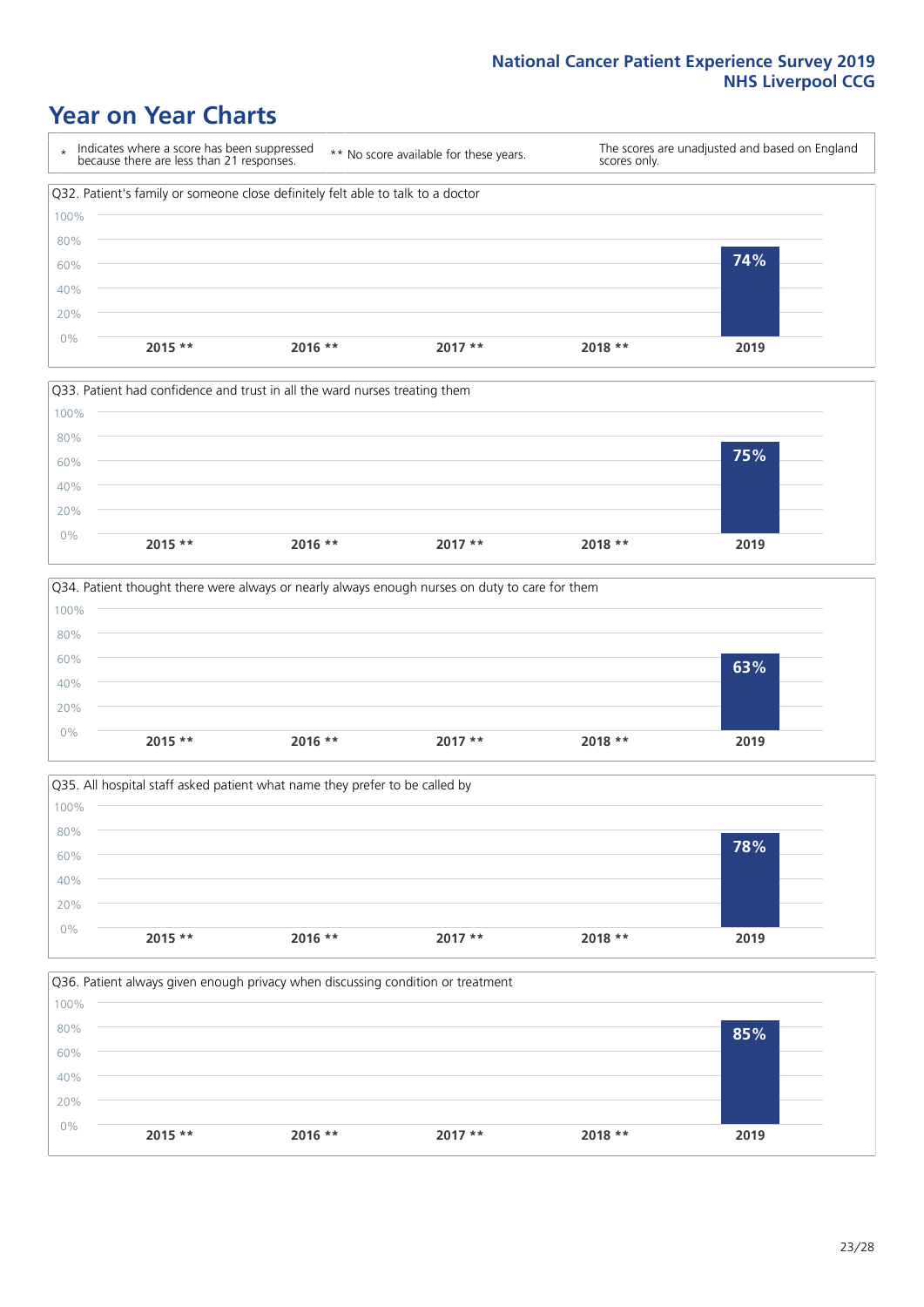National Cancer Patient Experience Survey 2019
NHS Liverpool CCG

# Year on Year Charts

| * Indicates where a score has been suppressed because there are less than 21 responses. | ** No score available for these years. | The scores are unadjusted and based on England scores only. |
|---|---|---|

### Q32. Patient's family or someone close definitely felt able to talk to a doctor

| 2015 ** | 2016 ** | 2017 ** | 2018 ** | 2019 |
|---|---|---|---|---|
| | | | | 74% |

### Q33. Patient had confidence and trust in all the ward nurses treating them

| 2015 ** | 2016 ** | 2017 ** | 2018 ** | 2019 |
|---|---|---|---|---|
| | | | | 75% |

### Q34. Patient thought there were always or nearly always enough nurses on duty to care for them

| 2015 ** | 2016 ** | 2017 ** | 2018 ** | 2019 |
|---|---|---|---|---|
| | | | | 63% |

### Q35. All hospital staff asked patient what name they prefer to be called by

| 2015 ** | 2016 ** | 2017 ** | 2018 ** | 2019 |
|---|---|---|---|---|
| | | | | 78% |

### Q36. Patient always given enough privacy when discussing condition or treatment

| 2015 ** | 2016 ** | 2017 ** | 2018 ** | 2019 |
|---|---|---|---|---|
| | | | | 85% |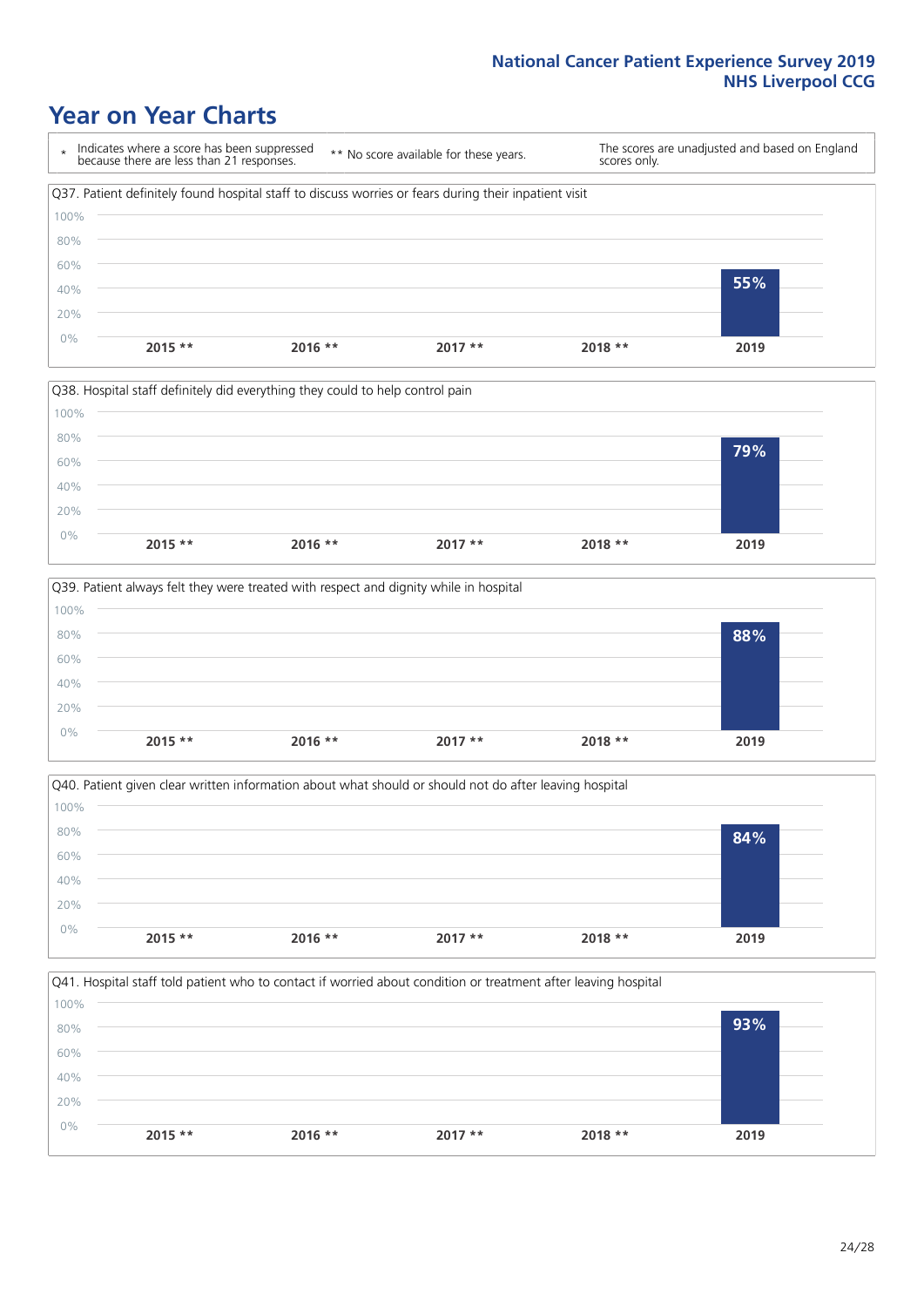# Year on Year Charts

\* Indicates where a score has been suppressed because there are less than 21 responses.

\*\* No score available for these years.

The scores are unadjusted and based on England scores only.

Q37. Patient definitely found hospital staff to discuss worries or fears during their inpatient visit

| 2015 ** | 2016 ** | 2017 ** | 2018 ** | 2019 |
|---|---|---|---|---|
| | | | | 55% |

Q38. Hospital staff definitely did everything they could to help control pain

| 2015 ** | 2016 ** | 2017 ** | 2018 ** | 2019 |
|---|---|---|---|---|
| | | | | 79% |

Q39. Patient always felt they were treated with respect and dignity while in hospital

| 2015 ** | 2016 ** | 2017 ** | 2018 ** | 2019 |
|---|---|---|---|---|
| | | | | 88% |

Q40. Patient given clear written information about what should or should not do after leaving hospital

| 2015 ** | 2016 ** | 2017 ** | 2018 ** | 2019 |
|---|---|---|---|---|
| | | | | 84% |

Q41. Hospital staff told patient who to contact if worried about condition or treatment after leaving hospital

| 2015 ** | 2016 ** | 2017 ** | 2018 ** | 2019 |
|---|---|---|---|---|
| | | | | 93% |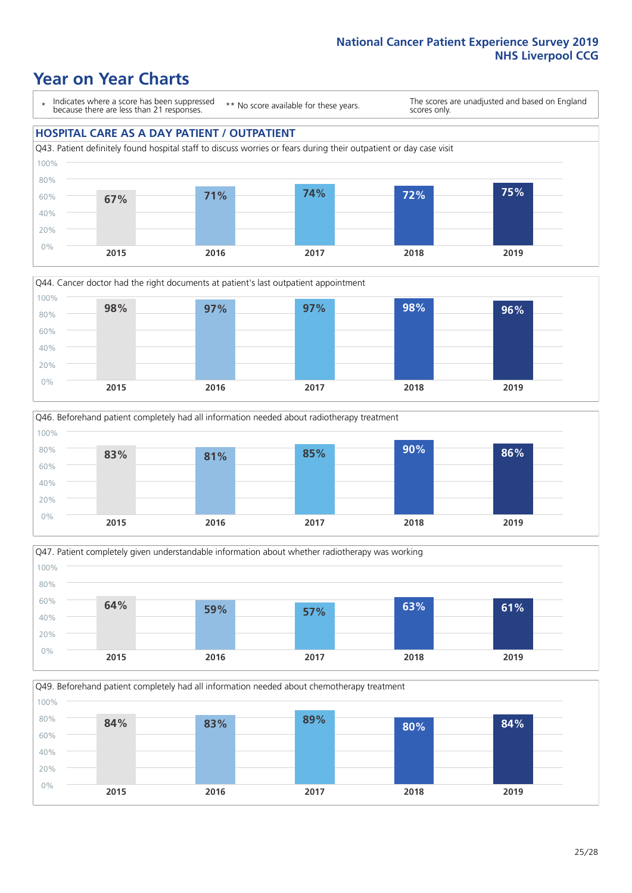# Year on Year Charts

\* Indicates where a score has been suppressed because there are less than 21 responses.

** No score available for these years.

The scores are unadjusted and based on England scores only.

## HOSPITAL CARE AS A DAY PATIENT / OUTPATIENT

Q43. Patient definitely found hospital staff to discuss worries or fears during their outpatient or day case visit

| 2015 | 2016 | 2017 | 2018 | 2019 |
|---|---|---|---|---|
| 67% | 71% | 74% | 72% | 75% |

Q44. Cancer doctor had the right documents at patient's last outpatient appointment

| 2015 | 2016 | 2017 | 2018 | 2019 |
|---|---|---|---|---|
| 98% | 97% | 97% | 98% | 96% |

Q46. Beforehand patient completely had all information needed about radiotherapy treatment

| 2015 | 2016 | 2017 | 2018 | 2019 |
|---|---|---|---|---|
| 83% | 81% | 85% | 90% | 86% |

Q47. Patient completely given understandable information about whether radiotherapy was working

| 2015 | 2016 | 2017 | 2018 | 2019 |
|---|---|---|---|---|
| 64% | 59% | 57% | 63% | 61% |

Q49. Beforehand patient completely had all information needed about chemotherapy treatment

| 2015 | 2016 | 2017 | 2018 | 2019 |
|---|---|---|---|---|
| 84% | 83% | 89% | 80% | 84% |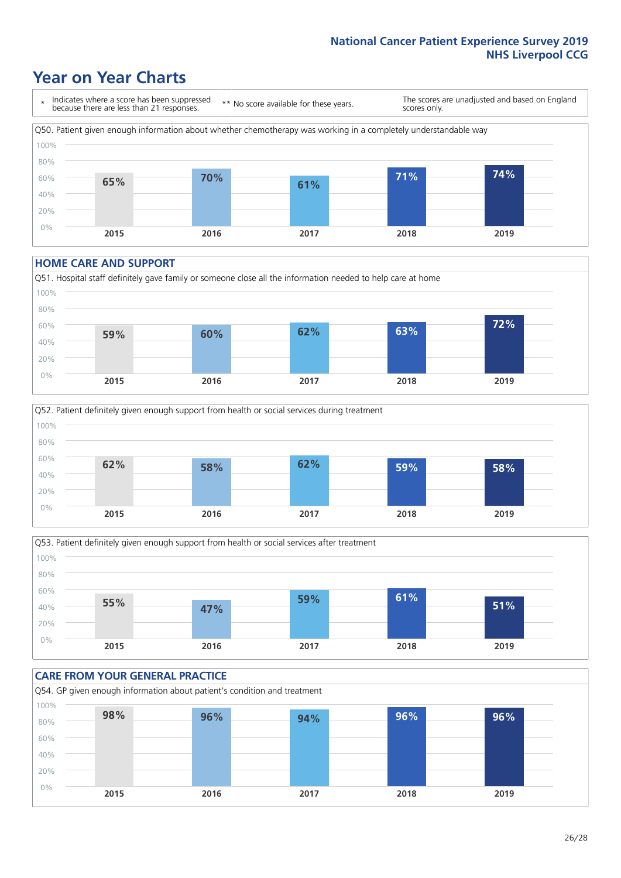# Year on Year Charts

\* Indicates where a score has been suppressed because there are less than 21 responses.

\*\* No score available for these years.

The scores are unadjusted and based on England scores only.

Q50. Patient given enough information about whether chemotherapy was working in a completely understandable way

| 2015 | 2016 | 2017 | 2018 | 2019 |
|---|---|---|---|---|
| 65% | 70% | 61% | 71% | 74% |

## HOME CARE AND SUPPORT

Q51. Hospital staff definitely gave family or someone close all the information needed to help care at home

| 2015 | 2016 | 2017 | 2018 | 2019 |
|---|---|---|---|---|
| 59% | 60% | 62% | 63% | 72% |

Q52. Patient definitely given enough support from health or social services during treatment

| 2015 | 2016 | 2017 | 2018 | 2019 |
|---|---|---|---|---|
| 62% | 58% | 62% | 59% | 58% |

Q53. Patient definitely given enough support from health or social services after treatment

| 2015 | 2016 | 2017 | 2018 | 2019 |
|---|---|---|---|---|
| 55% | 47% | 59% | 61% | 51% |

## CARE FROM YOUR GENERAL PRACTICE

Q54. GP given enough information about patient's condition and treatment

| 2015 | 2016 | 2017 | 2018 | 2019 |
|---|---|---|---|---|
| 98% | 96% | 94% | 96% | 96% |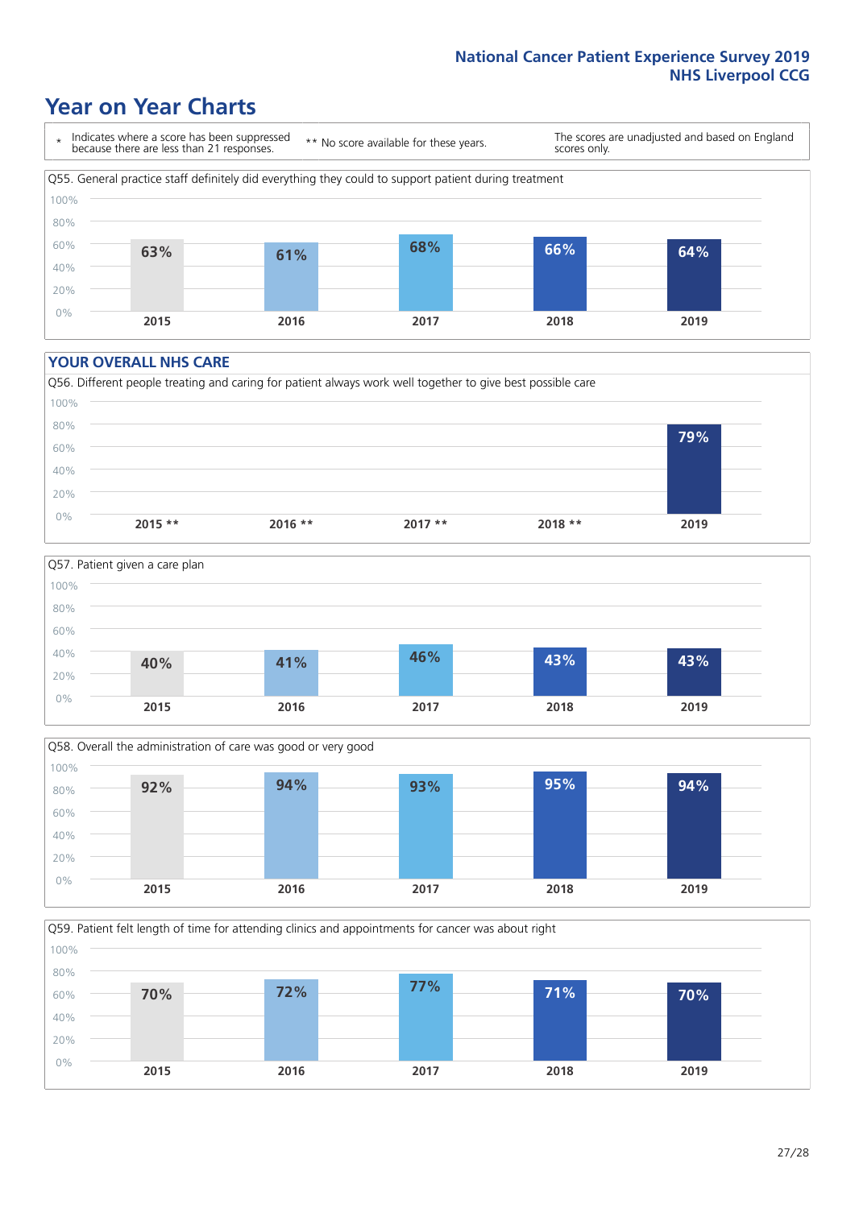# Year on Year Charts

| * Indicates where a score has been suppressed because there are less than 21 responses. | ** No score available for these years. | The scores are unadjusted and based on England scores only. |
|---|---|---|

Q55. General practice staff definitely did everything they could to support patient during treatment

| 2015 | 2016 | 2017 | 2018 | 2019 |
|---|---|---|---|---|
| 63% | 61% | 68% | 66% | 64% |

## YOUR OVERALL NHS CARE

Q56. Different people treating and caring for patient always work well together to give best possible care

| 2015 ** | 2016 ** | 2017 ** | 2018 ** | 2019 |
|---|---|---|---|---|
| | | | | 79% |

Q57. Patient given a care plan

| 2015 | 2016 | 2017 | 2018 | 2019 |
|---|---|---|---|---|
| 40% | 41% | 46% | 43% | 43% |

Q58. Overall the administration of care was good or very good

| 2015 | 2016 | 2017 | 2018 | 2019 |
|---|---|---|---|---|
| 92% | 94% | 93% | 95% | 94% |

Q59. Patient felt length of time for attending clinics and appointments for cancer was about right

| 2015 | 2016 | 2017 | 2018 | 2019 |
|---|---|---|---|---|
| 70% | 72% | 77% | 71% | 70% |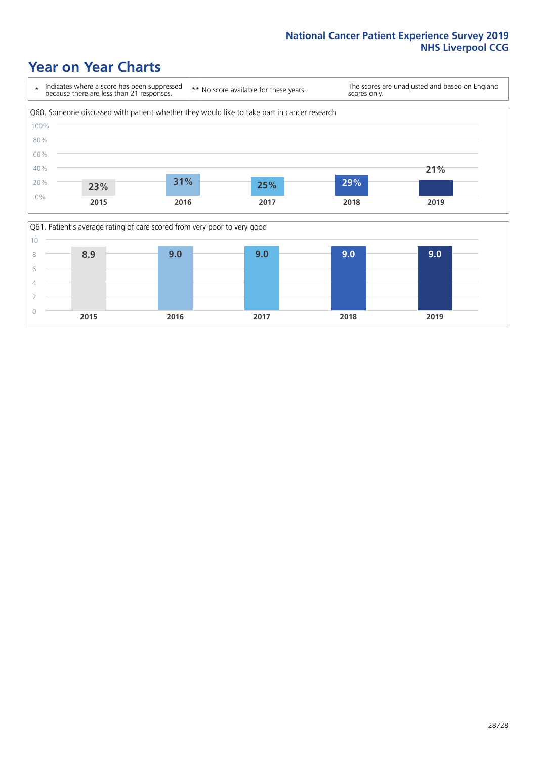National Cancer Patient Experience Survey 2019
NHS Liverpool CCG

# Year on Year Charts

\* Indicates where a score has been suppressed because there are less than 21 responses.

\*\* No score available for these years.

The scores are unadjusted and based on England scores only.

Q60. Someone discussed with patient whether they would like to take part in cancer research

100%
80%
60%
40%
20%
0%

23% 2015
31% 2016
25% 2017
29% 2018
21% 2019

Q61. Patient's average rating of care scored from very poor to very good

10
8
6
4
2
0

8.9 2015
9.0 2016
9.0 2017
9.0 2018
9.0 2019